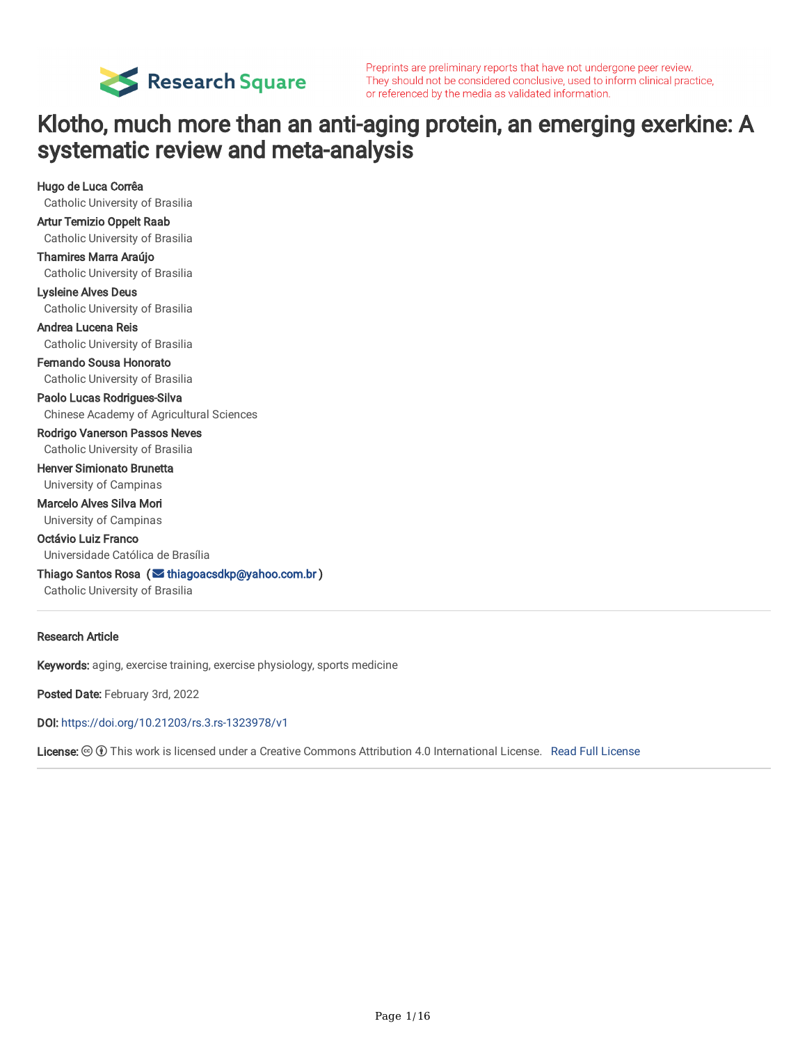Preprints are preliminary reports that have not undergone peer review. They should not be considered conclusive, used to inform clinical practice, or referenced by the media as validated information.

# Klotho, much more than an anti-aging protein, an emerging exerkine: A systematic review and meta-analysis

**Hugo de Luca Corrêa**
Catholic University of Brasilia

**Artur Temizio Oppelt Raab**
Catholic University of Brasilia

**Thamires Marra Araújo**
Catholic University of Brasilia

**Lysleine Alves Deus**
Catholic University of Brasilia

**Andrea Lucena Reis**
Catholic University of Brasilia

**Fernando Sousa Honorato**
Catholic University of Brasilia

**Paolo Lucas Rodrigues-Silva**
Chinese Academy of Agricultural Sciences

**Rodrigo Vanerson Passos Neves**
Catholic University of Brasilia

**Henver Simionato Brunetta**
University of Campinas

**Marcelo Alves Silva Mori**
University of Campinas

**Octávio Luiz Franco**
Universidade Católica de Brasília

**Thiago Santos Rosa** ( thiagoacsdkp@yahoo.com.br )
Catholic University of Brasilia

---

**Research Article**

**Keywords:** aging, exercise training, exercise physiology, sports medicine

**Posted Date:** February 3rd, 2022

**DOI:** https://doi.org/10.21203/rs.3.rs-1323978/v1

**License:** This work is licensed under a Creative Commons Attribution 4.0 International License. Read Full License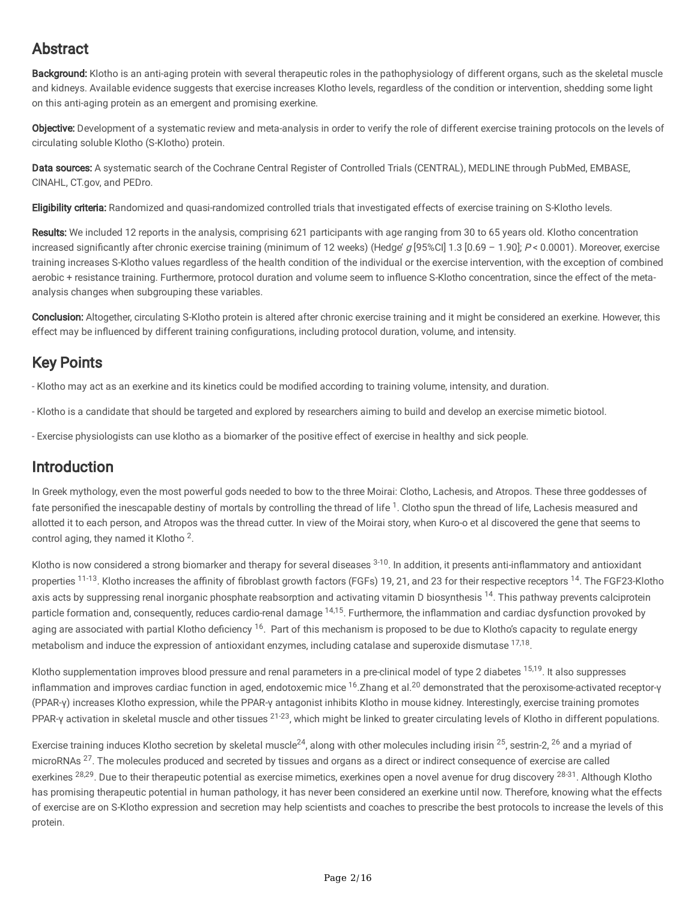## Abstract

**Background:** Klotho is an anti-aging protein with several therapeutic roles in the pathophysiology of different organs, such as the skeletal muscle and kidneys. Available evidence suggests that exercise increases Klotho levels, regardless of the condition or intervention, shedding some light on this anti-aging protein as an emergent and promising exerkine.

**Objective:** Development of a systematic review and meta-analysis in order to verify the role of different exercise training protocols on the levels of circulating soluble Klotho (S-Klotho) protein.

**Data sources:** A systematic search of the Cochrane Central Register of Controlled Trials (CENTRAL), MEDLINE through PubMed, EMBASE, CINAHL, CT.gov, and PEDro.

**Eligibility criteria:** Randomized and quasi-randomized controlled trials that investigated effects of exercise training on S-Klotho levels.

**Results:** We included 12 reports in the analysis, comprising 621 participants with age ranging from 30 to 65 years old. Klotho concentration increased significantly after chronic exercise training (minimum of 12 weeks) (Hedge' *g* [95%CI] 1.3 [0.69 – 1.90]; $P < 0.0001$). Moreover, exercise training increases S-Klotho values regardless of the health condition of the individual or the exercise intervention, with the exception of combined aerobic + resistance training. Furthermore, protocol duration and volume seem to influence S-Klotho concentration, since the effect of the meta-analysis changes when subgrouping these variables.

**Conclusion:** Altogether, circulating S-Klotho protein is altered after chronic exercise training and it might be considered an exerkine. However, this effect may be influenced by different training configurations, including protocol duration, volume, and intensity.

## Key Points

- Klotho may act as an exerkine and its kinetics could be modified according to training volume, intensity, and duration.

- Klotho is a candidate that should be targeted and explored by researchers aiming to build and develop an exercise mimetic biotool.

- Exercise physiologists can use klotho as a biomarker of the positive effect of exercise in healthy and sick people.

## Introduction

In Greek mythology, even the most powerful gods needed to bow to the three Moirai: Clotho, Lachesis, and Atropos. These three goddesses of fate personified the inescapable destiny of mortals by controlling the thread of life [1]. Clotho spun the thread of life, Lachesis measured and allotted it to each person, and Atropos was the thread cutter. In view of the Moirai story, when Kuro-o et al discovered the gene that seems to control aging, they named it Klotho [2].

Klotho is now considered a strong biomarker and therapy for several diseases [3-10]. In addition, it presents anti-inflammatory and antioxidant properties [11-13]. Klotho increases the affinity of fibroblast growth factors (FGFs) 19, 21, and 23 for their respective receptors [14]. The FGF23-Klotho axis acts by suppressing renal inorganic phosphate reabsorption and activating vitamin D biosynthesis [14]. This pathway prevents calciprotein particle formation and, consequently, reduces cardio-renal damage [14,15]. Furthermore, the inflammation and cardiac dysfunction provoked by aging are associated with partial Klotho deficiency [16]. Part of this mechanism is proposed to be due to Klotho's capacity to regulate energy metabolism and induce the expression of antioxidant enzymes, including catalase and superoxide dismutase [17,18].

Klotho supplementation improves blood pressure and renal parameters in a pre-clinical model of type 2 diabetes [15,19]. It also suppresses inflammation and improves cardiac function in aged, endotoxemic mice [16].Zhang et al.[20] demonstrated that the peroxisome-activated receptor-γ (PPAR-γ) increases Klotho expression, while the PPAR-γ antagonist inhibits Klotho in mouse kidney. Interestingly, exercise training promotes PPAR-γ activation in skeletal muscle and other tissues [21-23], which might be linked to greater circulating levels of Klotho in different populations.

Exercise training induces Klotho secretion by skeletal muscle[24], along with other molecules including irisin [25], sestrin-2, [26] and a myriad of microRNAs [27]. The molecules produced and secreted by tissues and organs as a direct or indirect consequence of exercise are called exerkines [28,29]. Due to their therapeutic potential as exercise mimetics, exerkines open a novel avenue for drug discovery [28-31]. Although Klotho has promising therapeutic potential in human pathology, it has never been considered an exerkine until now. Therefore, knowing what the effects of exercise are on S-Klotho expression and secretion may help scientists and coaches to prescribe the best protocols to increase the levels of this protein.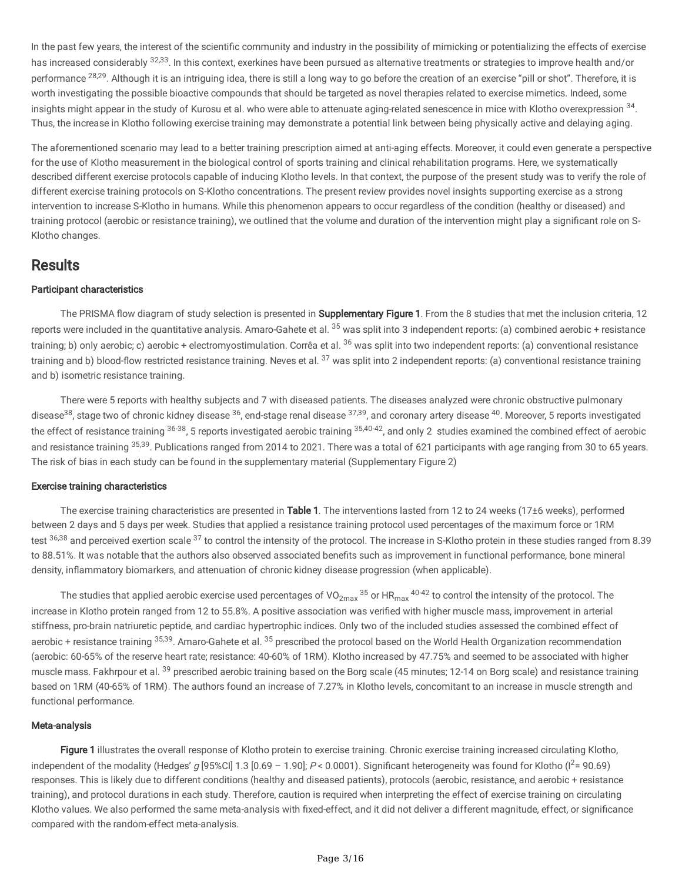In the past few years, the interest of the scientific community and industry in the possibility of mimicking or potentializing the effects of exercise has increased considerably [32,33]. In this context, exerkines have been pursued as alternative treatments or strategies to improve health and/or performance [28,29]. Although it is an intriguing idea, there is still a long way to go before the creation of an exercise "pill or shot". Therefore, it is worth investigating the possible bioactive compounds that should be targeted as novel therapies related to exercise mimetics. Indeed, some insights might appear in the study of Kurosu et al. who were able to attenuate aging-related senescence in mice with Klotho overexpression [34]. Thus, the increase in Klotho following exercise training may demonstrate a potential link between being physically active and delaying aging.

The aforementioned scenario may lead to a better training prescription aimed at anti-aging effects. Moreover, it could even generate a perspective for the use of Klotho measurement in the biological control of sports training and clinical rehabilitation programs. Here, we systematically described different exercise protocols capable of inducing Klotho levels. In that context, the purpose of the present study was to verify the role of different exercise training protocols on S-Klotho concentrations. The present review provides novel insights supporting exercise as a strong intervention to increase S-Klotho in humans. While this phenomenon appears to occur regardless of the condition (healthy or diseased) and training protocol (aerobic or resistance training), we outlined that the volume and duration of the intervention might play a significant role on S-Klotho changes.

# Results

### Participant characteristics

The PRISMA flow diagram of study selection is presented in **Supplementary Figure 1**. From the 8 studies that met the inclusion criteria, 12 reports were included in the quantitative analysis. Amaro-Gahete et al. [35] was split into 3 independent reports: (a) combined aerobic + resistance training; b) only aerobic; c) aerobic + electromyostimulation. Corrêa et al. [36] was split into two independent reports: (a) conventional resistance training and b) blood-flow restricted resistance training. Neves et al. [37] was split into 2 independent reports: (a) conventional resistance training and b) isometric resistance training.

There were 5 reports with healthy subjects and 7 with diseased patients. The diseases analyzed were chronic obstructive pulmonary disease[38], stage two of chronic kidney disease [36], end-stage renal disease [37,39], and coronary artery disease [40]. Moreover, 5 reports investigated the effect of resistance training [36-38], 5 reports investigated aerobic training [35,40-42], and only 2 studies examined the combined effect of aerobic and resistance training [35,39]. Publications ranged from 2014 to 2021. There was a total of 621 participants with age ranging from 30 to 65 years. The risk of bias in each study can be found in the supplementary material (Supplementary Figure 2)

### Exercise training characteristics

The exercise training characteristics are presented in **Table 1**. The interventions lasted from 12 to 24 weeks (17±6 weeks), performed between 2 days and 5 days per week. Studies that applied a resistance training protocol used percentages of the maximum force or 1RM test [36,38] and perceived exertion scale [37] to control the intensity of the protocol. The increase in S-Klotho protein in these studies ranged from 8.39 to 88.51%. It was notable that the authors also observed associated benefits such as improvement in functional performance, bone mineral density, inflammatory biomarkers, and attenuation of chronic kidney disease progression (when applicable).

The studies that applied aerobic exercise used percentages of $VO_{2max}$ [35] or $HR_{max}$ [40-42] to control the intensity of the protocol. The increase in Klotho protein ranged from 12 to 55.8%. A positive association was verified with higher muscle mass, improvement in arterial stiffness, pro-brain natriuretic peptide, and cardiac hypertrophic indices. Only two of the included studies assessed the combined effect of aerobic + resistance training [35,39]. Amaro-Gahete et al. [35] prescribed the protocol based on the World Health Organization recommendation (aerobic: 60-65% of the reserve heart rate; resistance: 40-60% of 1RM). Klotho increased by 47.75% and seemed to be associated with higher muscle mass. Fakhrpour et al. [39] prescribed aerobic training based on the Borg scale (45 minutes; 12-14 on Borg scale) and resistance training based on 1RM (40-65% of 1RM). The authors found an increase of 7.27% in Klotho levels, concomitant to an increase in muscle strength and functional performance.

### Meta-analysis

**Figure 1** illustrates the overall response of Klotho protein to exercise training. Chronic exercise training increased circulating Klotho, independent of the modality (Hedges' *g* [95%CI] 1.3 [0.69 – 1.90]; $P < 0.0001$). Significant heterogeneity was found for Klotho ($I^2 = 90.69$) responses. This is likely due to different conditions (healthy and diseased patients), protocols (aerobic, resistance, and aerobic + resistance training), and protocol durations in each study. Therefore, caution is required when interpreting the effect of exercise training on circulating Klotho values. We also performed the same meta-analysis with fixed-effect, and it did not deliver a different magnitude, effect, or significance compared with the random-effect meta-analysis.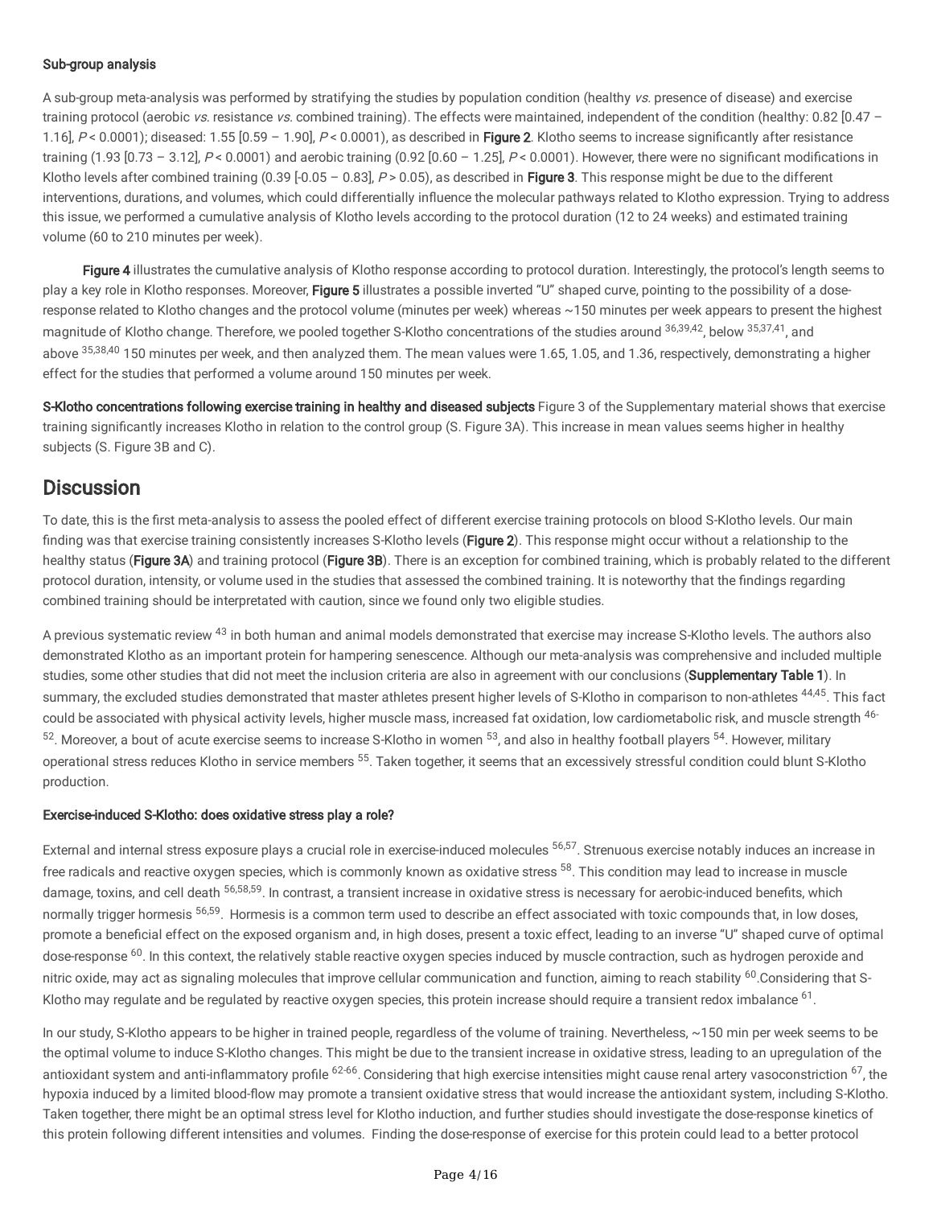**Sub-group analysis**

A sub-group meta-analysis was performed by stratifying the studies by population condition (healthy *vs.* presence of disease) and exercise training protocol (aerobic *vs.* resistance *vs.* combined training). The effects were maintained, independent of the condition (healthy: 0.82 [0.47 – 1.16], $P < 0.0001$); diseased: 1.55 [0.59 – 1.90], $P < 0.0001$), as described in **Figure 2**. Klotho seems to increase significantly after resistance training (1.93 [0.73 – 3.12], $P < 0.0001$) and aerobic training (0.92 [0.60 – 1.25], $P < 0.0001$). However, there were no significant modifications in Klotho levels after combined training (0.39 [-0.05 – 0.83], $P > 0.05$), as described in **Figure 3**. This response might be due to the different interventions, durations, and volumes, which could differentially influence the molecular pathways related to Klotho expression. Trying to address this issue, we performed a cumulative analysis of Klotho levels according to the protocol duration (12 to 24 weeks) and estimated training volume (60 to 210 minutes per week).

**Figure 4** illustrates the cumulative analysis of Klotho response according to protocol duration. Interestingly, the protocol's length seems to play a key role in Klotho responses. Moreover, **Figure 5** illustrates a possible inverted "U" shaped curve, pointing to the possibility of a dose-response related to Klotho changes and the protocol volume (minutes per week) whereas ~150 minutes per week appears to present the highest magnitude of Klotho change. Therefore, we pooled together S-Klotho concentrations of the studies around [36,39,42], below [35,37,41], and above [35,38,40] 150 minutes per week, and then analyzed them. The mean values were 1.65, 1.05, and 1.36, respectively, demonstrating a higher effect for the studies that performed a volume around 150 minutes per week.

**S-Klotho concentrations following exercise training in healthy and diseased subjects** Figure 3 of the Supplementary material shows that exercise training significantly increases Klotho in relation to the control group (S. Figure 3A). This increase in mean values seems higher in healthy subjects (S. Figure 3B and C).

## Discussion

To date, this is the first meta-analysis to assess the pooled effect of different exercise training protocols on blood S-Klotho levels. Our main finding was that exercise training consistently increases S-Klotho levels (**Figure 2**). This response might occur without a relationship to the healthy status (**Figure 3A**) and training protocol (**Figure 3B**). There is an exception for combined training, which is probably related to the different protocol duration, intensity, or volume used in the studies that assessed the combined training. It is noteworthy that the findings regarding combined training should be interpretated with caution, since we found only two eligible studies.

A previous systematic review [43] in both human and animal models demonstrated that exercise may increase S-Klotho levels. The authors also demonstrated Klotho as an important protein for hampering senescence. Although our meta-analysis was comprehensive and included multiple studies, some other studies that did not meet the inclusion criteria are also in agreement with our conclusions (**Supplementary Table 1**). In summary, the excluded studies demonstrated that master athletes present higher levels of S-Klotho in comparison to non-athletes [44,45]. This fact could be associated with physical activity levels, higher muscle mass, increased fat oxidation, low cardiometabolic risk, and muscle strength [46-52]. Moreover, a bout of acute exercise seems to increase S-Klotho in women [53], and also in healthy football players [54]. However, military operational stress reduces Klotho in service members [55]. Taken together, it seems that an excessively stressful condition could blunt S-Klotho production.

**Exercise-induced S-Klotho: does oxidative stress play a role?**

External and internal stress exposure plays a crucial role in exercise-induced molecules [56,57]. Strenuous exercise notably induces an increase in free radicals and reactive oxygen species, which is commonly known as oxidative stress [58]. This condition may lead to increase in muscle damage, toxins, and cell death [56,58,59]. In contrast, a transient increase in oxidative stress is necessary for aerobic-induced benefits, which normally trigger hormesis [56,59]. Hormesis is a common term used to describe an effect associated with toxic compounds that, in low doses, promote a beneficial effect on the exposed organism and, in high doses, present a toxic effect, leading to an inverse "U" shaped curve of optimal dose-response [60]. In this context, the relatively stable reactive oxygen species induced by muscle contraction, such as hydrogen peroxide and nitric oxide, may act as signaling molecules that improve cellular communication and function, aiming to reach stability [60].Considering that S-Klotho may regulate and be regulated by reactive oxygen species, this protein increase should require a transient redox imbalance [61].

In our study, S-Klotho appears to be higher in trained people, regardless of the volume of training. Nevertheless, ~150 min per week seems to be the optimal volume to induce S-Klotho changes. This might be due to the transient increase in oxidative stress, leading to an upregulation of the antioxidant system and anti-inflammatory profile [62-66]. Considering that high exercise intensities might cause renal artery vasoconstriction [67], the hypoxia induced by a limited blood-flow may promote a transient oxidative stress that would increase the antioxidant system, including S-Klotho. Taken together, there might be an optimal stress level for Klotho induction, and further studies should investigate the dose-response kinetics of this protein following different intensities and volumes. Finding the dose-response of exercise for this protein could lead to a better protocol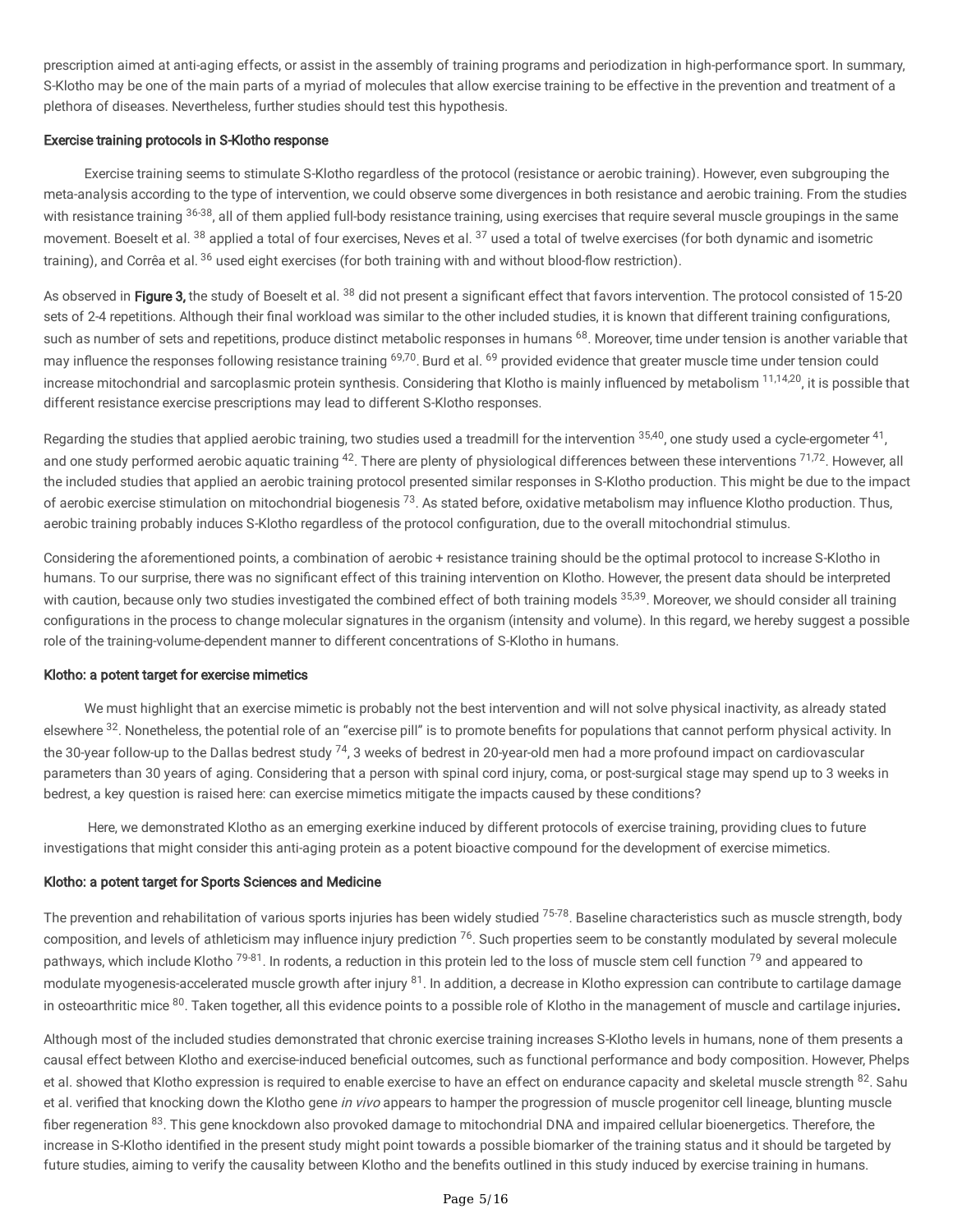prescription aimed at anti-aging effects, or assist in the assembly of training programs and periodization in high-performance sport. In summary, S-Klotho may be one of the main parts of a myriad of molecules that allow exercise training to be effective in the prevention and treatment of a plethora of diseases. Nevertheless, further studies should test this hypothesis.

**Exercise training protocols in S-Klotho response**

Exercise training seems to stimulate S-Klotho regardless of the protocol (resistance or aerobic training). However, even subgrouping the meta-analysis according to the type of intervention, we could observe some divergences in both resistance and aerobic training. From the studies with resistance training [36-38], all of them applied full-body resistance training, using exercises that require several muscle groupings in the same movement. Boeselt et al. [38] applied a total of four exercises, Neves et al. [37] used a total of twelve exercises (for both dynamic and isometric training), and Corrêa et al. [36] used eight exercises (for both training with and without blood-flow restriction).

As observed in **Figure 3,** the study of Boeselt et al. [38] did not present a significant effect that favors intervention. The protocol consisted of 15-20 sets of 2-4 repetitions. Although their final workload was similar to the other included studies, it is known that different training configurations, such as number of sets and repetitions, produce distinct metabolic responses in humans [68]. Moreover, time under tension is another variable that may influence the responses following resistance training [69,70]. Burd et al. [69] provided evidence that greater muscle time under tension could increase mitochondrial and sarcoplasmic protein synthesis. Considering that Klotho is mainly influenced by metabolism [11,14,20], it is possible that different resistance exercise prescriptions may lead to different S-Klotho responses.

Regarding the studies that applied aerobic training, two studies used a treadmill for the intervention [35,40], one study used a cycle-ergometer [41], and one study performed aerobic aquatic training [42]. There are plenty of physiological differences between these interventions [71,72]. However, all the included studies that applied an aerobic training protocol presented similar responses in S-Klotho production. This might be due to the impact of aerobic exercise stimulation on mitochondrial biogenesis [73]. As stated before, oxidative metabolism may influence Klotho production. Thus, aerobic training probably induces S-Klotho regardless of the protocol configuration, due to the overall mitochondrial stimulus.

Considering the aforementioned points, a combination of aerobic + resistance training should be the optimal protocol to increase S-Klotho in humans. To our surprise, there was no significant effect of this training intervention on Klotho. However, the present data should be interpreted with caution, because only two studies investigated the combined effect of both training models [35,39]. Moreover, we should consider all training configurations in the process to change molecular signatures in the organism (intensity and volume). In this regard, we hereby suggest a possible role of the training-volume-dependent manner to different concentrations of S-Klotho in humans.

**Klotho: a potent target for exercise mimetics**

We must highlight that an exercise mimetic is probably not the best intervention and will not solve physical inactivity, as already stated elsewhere [32]. Nonetheless, the potential role of an "exercise pill" is to promote benefits for populations that cannot perform physical activity. In the 30-year follow-up to the Dallas bedrest study [74], 3 weeks of bedrest in 20-year-old men had a more profound impact on cardiovascular parameters than 30 years of aging. Considering that a person with spinal cord injury, coma, or post-surgical stage may spend up to 3 weeks in bedrest, a key question is raised here: can exercise mimetics mitigate the impacts caused by these conditions?

Here, we demonstrated Klotho as an emerging exerkine induced by different protocols of exercise training, providing clues to future investigations that might consider this anti-aging protein as a potent bioactive compound for the development of exercise mimetics.

**Klotho: a potent target for Sports Sciences and Medicine**

The prevention and rehabilitation of various sports injuries has been widely studied [75-78]. Baseline characteristics such as muscle strength, body composition, and levels of athleticism may influence injury prediction [76]. Such properties seem to be constantly modulated by several molecule pathways, which include Klotho [79-81]. In rodents, a reduction in this protein led to the loss of muscle stem cell function [79] and appeared to modulate myogenesis-accelerated muscle growth after injury [81]. In addition, a decrease in Klotho expression can contribute to cartilage damage in osteoarthritic mice [80]. Taken together, all this evidence points to a possible role of Klotho in the management of muscle and cartilage injuries.

Although most of the included studies demonstrated that chronic exercise training increases S-Klotho levels in humans, none of them presents a causal effect between Klotho and exercise-induced beneficial outcomes, such as functional performance and body composition. However, Phelps et al. showed that Klotho expression is required to enable exercise to have an effect on endurance capacity and skeletal muscle strength [82]. Sahu et al. verified that knocking down the Klotho gene *in vivo* appears to hamper the progression of muscle progenitor cell lineage, blunting muscle fiber regeneration [83]. This gene knockdown also provoked damage to mitochondrial DNA and impaired cellular bioenergetics. Therefore, the increase in S-Klotho identified in the present study might point towards a possible biomarker of the training status and it should be targeted by future studies, aiming to verify the causality between Klotho and the benefits outlined in this study induced by exercise training in humans.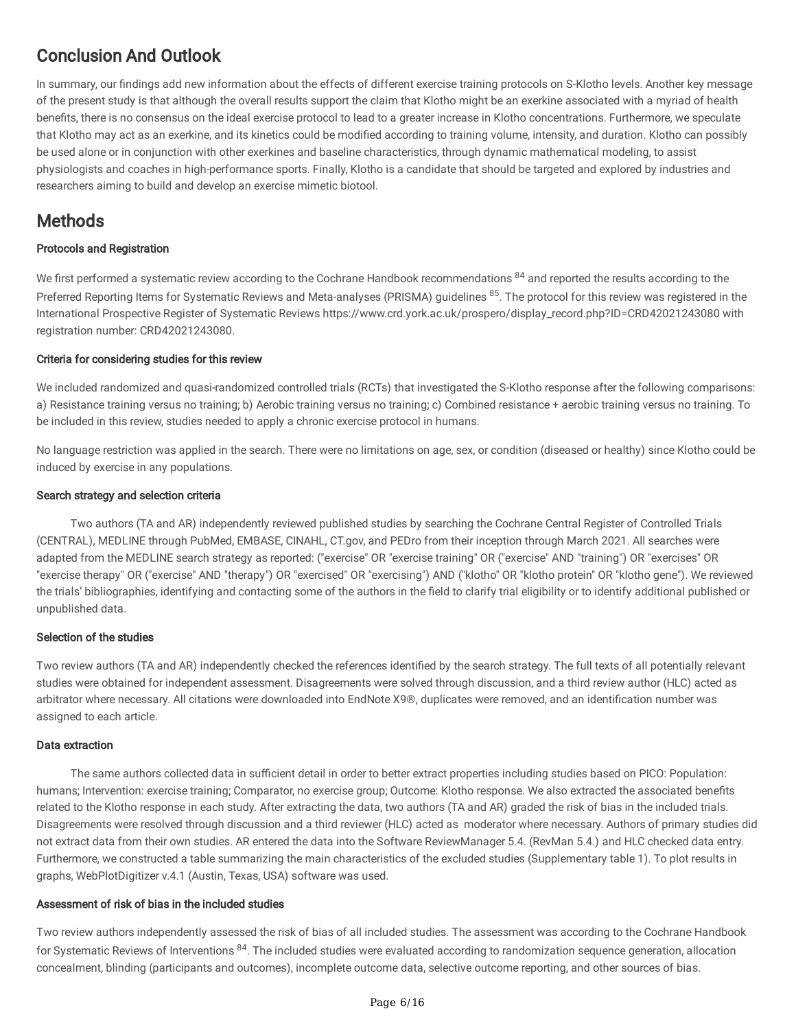## Conclusion And Outlook

In summary, our findings add new information about the effects of different exercise training protocols on S-Klotho levels. Another key message of the present study is that although the overall results support the claim that Klotho might be an exerkine associated with a myriad of health benefits, there is no consensus on the ideal exercise protocol to lead to a greater increase in Klotho concentrations. Furthermore, we speculate that Klotho may act as an exerkine, and its kinetics could be modified according to training volume, intensity, and duration. Klotho can possibly be used alone or in conjunction with other exerkines and baseline characteristics, through dynamic mathematical modeling, to assist physiologists and coaches in high-performance sports. Finally, Klotho is a candidate that should be targeted and explored by industries and researchers aiming to build and develop an exercise mimetic biotool.

## Methods

### Protocols and Registration

We first performed a systematic review according to the Cochrane Handbook recommendations [84] and reported the results according to the Preferred Reporting Items for Systematic Reviews and Meta-analyses (PRISMA) guidelines [85]. The protocol for this review was registered in the International Prospective Register of Systematic Reviews https://www.crd.york.ac.uk/prospero/display_record.php?ID=CRD42021243080 with registration number: CRD42021243080.

### Criteria for considering studies for this review

We included randomized and quasi-randomized controlled trials (RCTs) that investigated the S-Klotho response after the following comparisons: a) Resistance training versus no training; b) Aerobic training versus no training; c) Combined resistance + aerobic training versus no training. To be included in this review, studies needed to apply a chronic exercise protocol in humans.

No language restriction was applied in the search. There were no limitations on age, sex, or condition (diseased or healthy) since Klotho could be induced by exercise in any populations.

### Search strategy and selection criteria

Two authors (TA and AR) independently reviewed published studies by searching the Cochrane Central Register of Controlled Trials (CENTRAL), MEDLINE through PubMed, EMBASE, CINAHL, CT.gov, and PEDro from their inception through March 2021. All searches were adapted from the MEDLINE search strategy as reported: ("exercise" OR "exercise training" OR ("exercise" AND "training") OR "exercises" OR "exercise therapy" OR ("exercise" AND "therapy") OR "exercised" OR "exercising") AND ("klotho" OR "klotho protein" OR "klotho gene"). We reviewed the trials' bibliographies, identifying and contacting some of the authors in the field to clarify trial eligibility or to identify additional published or unpublished data.

### Selection of the studies

Two review authors (TA and AR) independently checked the references identified by the search strategy. The full texts of all potentially relevant studies were obtained for independent assessment. Disagreements were solved through discussion, and a third review author (HLC) acted as arbitrator where necessary. All citations were downloaded into EndNote X9®, duplicates were removed, and an identification number was assigned to each article.

### Data extraction

The same authors collected data in sufficient detail in order to better extract properties including studies based on PICO: Population: humans; Intervention: exercise training; Comparator, no exercise group; Outcome: Klotho response. We also extracted the associated benefits related to the Klotho response in each study. After extracting the data, two authors (TA and AR) graded the risk of bias in the included trials. Disagreements were resolved through discussion and a third reviewer (HLC) acted as moderator where necessary. Authors of primary studies did not extract data from their own studies. AR entered the data into the Software ReviewManager 5.4. (RevMan 5.4.) and HLC checked data entry. Furthermore, we constructed a table summarizing the main characteristics of the excluded studies (Supplementary table 1). To plot results in graphs, WebPlotDigitizer v.4.1 (Austin, Texas, USA) software was used.

### Assessment of risk of bias in the included studies

Two review authors independently assessed the risk of bias of all included studies. The assessment was according to the Cochrane Handbook for Systematic Reviews of Interventions [84]. The included studies were evaluated according to randomization sequence generation, allocation concealment, blinding (participants and outcomes), incomplete outcome data, selective outcome reporting, and other sources of bias.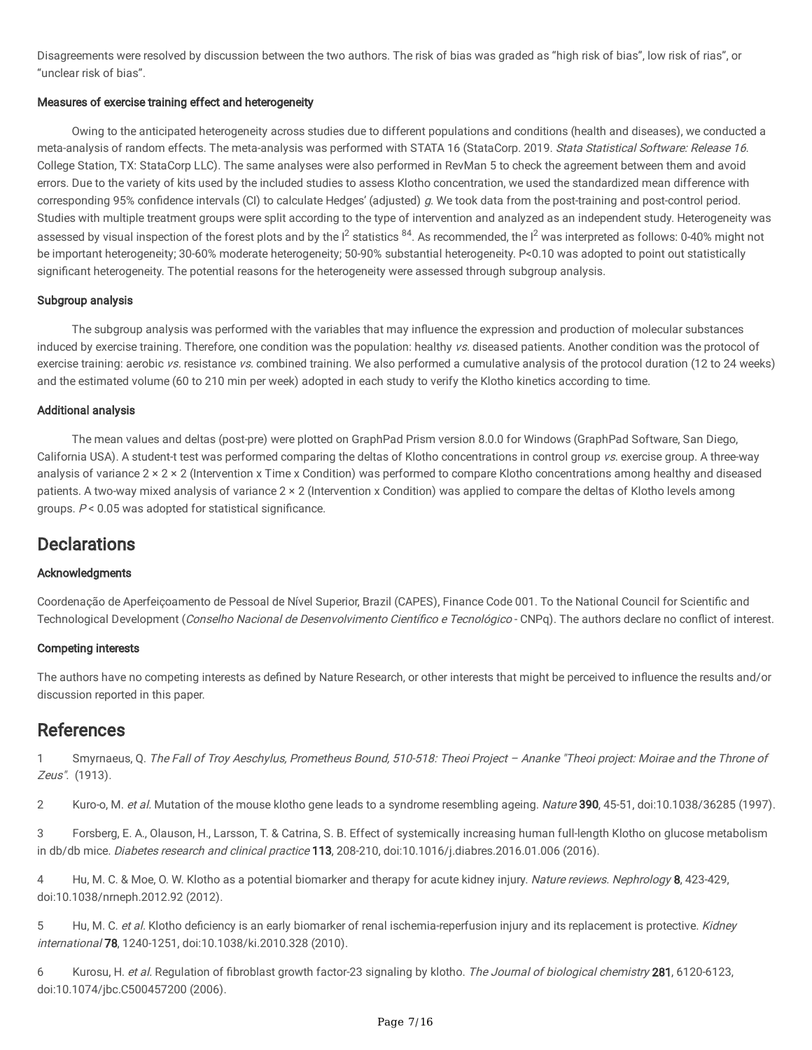Disagreements were resolved by discussion between the two authors. The risk of bias was graded as "high risk of bias", low risk of rias", or "unclear risk of bias".

### Measures of exercise training effect and heterogeneity

Owing to the anticipated heterogeneity across studies due to different populations and conditions (health and diseases), we conducted a meta-analysis of random effects. The meta-analysis was performed with STATA 16 (StataCorp. 2019. *Stata Statistical Software: Release 16*. College Station, TX: StataCorp LLC). The same analyses were also performed in RevMan 5 to check the agreement between them and avoid errors. Due to the variety of kits used by the included studies to assess Klotho concentration, we used the standardized mean difference with corresponding 95% confidence intervals (CI) to calculate Hedges' (adjusted) *g*. We took data from the post-training and post-control period. Studies with multiple treatment groups were split according to the type of intervention and analyzed as an independent study. Heterogeneity was assessed by visual inspection of the forest plots and by the $I^2$ statistics [84]. As recommended, the $I^2$ was interpreted as follows: 0-40% might not be important heterogeneity; 30-60% moderate heterogeneity; 50-90% substantial heterogeneity. P<0.10 was adopted to point out statistically significant heterogeneity. The potential reasons for the heterogeneity were assessed through subgroup analysis.

### Subgroup analysis

The subgroup analysis was performed with the variables that may influence the expression and production of molecular substances induced by exercise training. Therefore, one condition was the population: healthy *vs.* diseased patients. Another condition was the protocol of exercise training: aerobic *vs.* resistance *vs.* combined training. We also performed a cumulative analysis of the protocol duration (12 to 24 weeks) and the estimated volume (60 to 210 min per week) adopted in each study to verify the Klotho kinetics according to time.

### Additional analysis

The mean values and deltas (post-pre) were plotted on GraphPad Prism version 8.0.0 for Windows (GraphPad Software, San Diego, California USA). A student-t test was performed comparing the deltas of Klotho concentrations in control group *vs.* exercise group. A three-way analysis of variance 2 × 2 × 2 (Intervention x Time x Condition) was performed to compare Klotho concentrations among healthy and diseased patients. A two-way mixed analysis of variance 2 × 2 (Intervention x Condition) was applied to compare the deltas of Klotho levels among groups. $P < 0.05$ was adopted for statistical significance.

## Declarations

### Acknowledgments

Coordenação de Aperfeiçoamento de Pessoal de Nível Superior, Brazil (CAPES), Finance Code 001. To the National Council for Scientific and Technological Development (*Conselho Nacional de Desenvolvimento Científico e Tecnológico* - CNPq). The authors declare no conflict of interest.

### Competing interests

The authors have no competing interests as defined by Nature Research, or other interests that might be perceived to influence the results and/or discussion reported in this paper.

## References

1 Smyrnaeus, Q. *The Fall of Troy Aeschylus, Prometheus Bound, 510-518: Theoi Project – Ananke "Theoi project: Moirae and the Throne of Zeus".* (1913).

2 Kuro-o, M. *et al.* Mutation of the mouse klotho gene leads to a syndrome resembling ageing. *Nature* **390**, 45-51, doi:10.1038/36285 (1997).

3 Forsberg, E. A., Olauson, H., Larsson, T. & Catrina, S. B. Effect of systemically increasing human full-length Klotho on glucose metabolism in db/db mice. *Diabetes research and clinical practice* **113**, 208-210, doi:10.1016/j.diabres.2016.01.006 (2016).

4 Hu, M. C. & Moe, O. W. Klotho as a potential biomarker and therapy for acute kidney injury. *Nature reviews. Nephrology* **8**, 423-429, doi:10.1038/nrneph.2012.92 (2012).

5 Hu, M. C. *et al.* Klotho deficiency is an early biomarker of renal ischemia-reperfusion injury and its replacement is protective. *Kidney international* **78**, 1240-1251, doi:10.1038/ki.2010.328 (2010).

6 Kurosu, H. *et al.* Regulation of fibroblast growth factor-23 signaling by klotho. *The Journal of biological chemistry* **281**, 6120-6123, doi:10.1074/jbc.C500457200 (2006).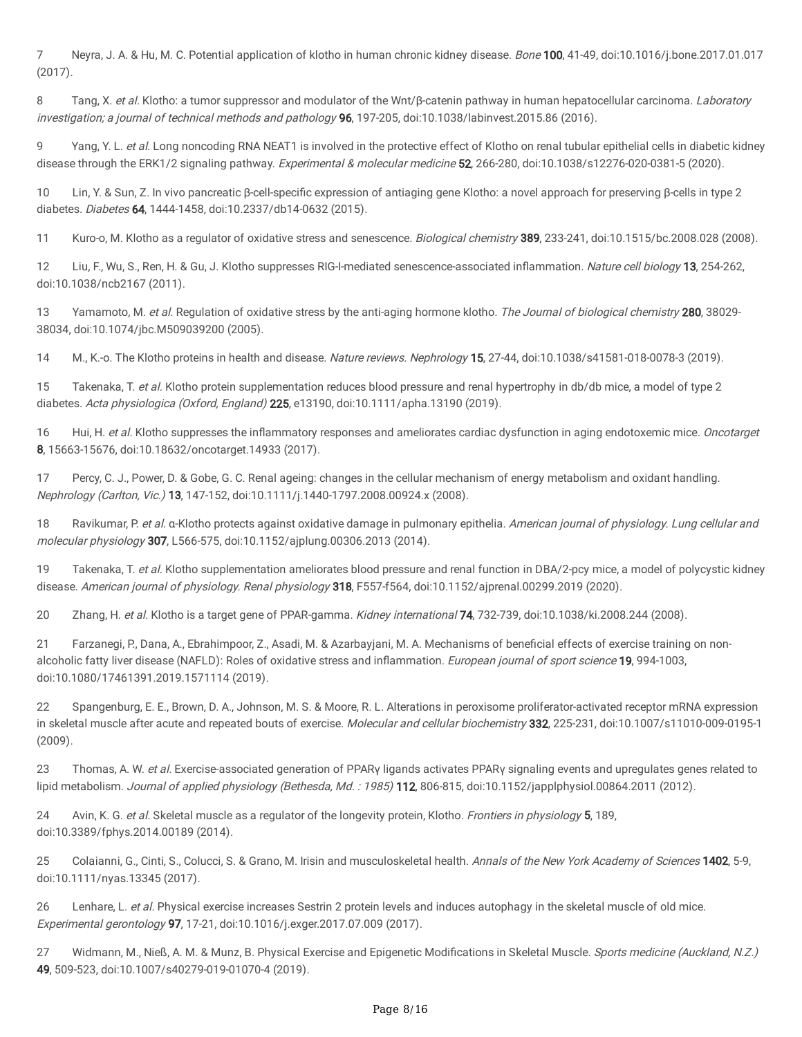7 Neyra, J. A. & Hu, M. C. Potential application of klotho in human chronic kidney disease. *Bone* **100**, 41-49, doi:10.1016/j.bone.2017.01.017 (2017).

8 Tang, X. *et al.* Klotho: a tumor suppressor and modulator of the Wnt/β-catenin pathway in human hepatocellular carcinoma. *Laboratory investigation; a journal of technical methods and pathology* **96**, 197-205, doi:10.1038/labinvest.2015.86 (2016).

9 Yang, Y. L. *et al.* Long noncoding RNA NEAT1 is involved in the protective effect of Klotho on renal tubular epithelial cells in diabetic kidney disease through the ERK1/2 signaling pathway. *Experimental & molecular medicine* **52**, 266-280, doi:10.1038/s12276-020-0381-5 (2020).

10 Lin, Y. & Sun, Z. In vivo pancreatic β-cell-specific expression of antiaging gene Klotho: a novel approach for preserving β-cells in type 2 diabetes. *Diabetes* **64**, 1444-1458, doi:10.2337/db14-0632 (2015).

11 Kuro-o, M. Klotho as a regulator of oxidative stress and senescence. *Biological chemistry* **389**, 233-241, doi:10.1515/bc.2008.028 (2008).

12 Liu, F., Wu, S., Ren, H. & Gu, J. Klotho suppresses RIG-I-mediated senescence-associated inflammation. *Nature cell biology* **13**, 254-262, doi:10.1038/ncb2167 (2011).

13 Yamamoto, M. *et al.* Regulation of oxidative stress by the anti-aging hormone klotho. *The Journal of biological chemistry* **280**, 38029-38034, doi:10.1074/jbc.M509039200 (2005).

14 M., K.-o. The Klotho proteins in health and disease. *Nature reviews. Nephrology* **15**, 27-44, doi:10.1038/s41581-018-0078-3 (2019).

15 Takenaka, T. *et al.* Klotho protein supplementation reduces blood pressure and renal hypertrophy in db/db mice, a model of type 2 diabetes. *Acta physiologica (Oxford, England)* **225**, e13190, doi:10.1111/apha.13190 (2019).

16 Hui, H. *et al.* Klotho suppresses the inflammatory responses and ameliorates cardiac dysfunction in aging endotoxemic mice. *Oncotarget* **8**, 15663-15676, doi:10.18632/oncotarget.14933 (2017).

17 Percy, C. J., Power, D. & Gobe, G. C. Renal ageing: changes in the cellular mechanism of energy metabolism and oxidant handling. *Nephrology (Carlton, Vic.)* **13**, 147-152, doi:10.1111/j.1440-1797.2008.00924.x (2008).

18 Ravikumar, P. *et al.* α-Klotho protects against oxidative damage in pulmonary epithelia. *American journal of physiology. Lung cellular and molecular physiology* **307**, L566-575, doi:10.1152/ajplung.00306.2013 (2014).

19 Takenaka, T. *et al.* Klotho supplementation ameliorates blood pressure and renal function in DBA/2-pcy mice, a model of polycystic kidney disease. *American journal of physiology. Renal physiology* **318**, F557-f564, doi:10.1152/ajprenal.00299.2019 (2020).

20 Zhang, H. *et al.* Klotho is a target gene of PPAR-gamma. *Kidney international* **74**, 732-739, doi:10.1038/ki.2008.244 (2008).

21 Farzanegi, P., Dana, A., Ebrahimpoor, Z., Asadi, M. & Azarbayjani, M. A. Mechanisms of beneficial effects of exercise training on non-alcoholic fatty liver disease (NAFLD): Roles of oxidative stress and inflammation. *European journal of sport science* **19**, 994-1003, doi:10.1080/17461391.2019.1571114 (2019).

22 Spangenburg, E. E., Brown, D. A., Johnson, M. S. & Moore, R. L. Alterations in peroxisome proliferator-activated receptor mRNA expression in skeletal muscle after acute and repeated bouts of exercise. *Molecular and cellular biochemistry* **332**, 225-231, doi:10.1007/s11010-009-0195-1 (2009).

23 Thomas, A. W. *et al.* Exercise-associated generation of PPARγ ligands activates PPARγ signaling events and upregulates genes related to lipid metabolism. *Journal of applied physiology (Bethesda, Md. : 1985)* **112**, 806-815, doi:10.1152/japplphysiol.00864.2011 (2012).

24 Avin, K. G. *et al.* Skeletal muscle as a regulator of the longevity protein, Klotho. *Frontiers in physiology* **5**, 189, doi:10.3389/fphys.2014.00189 (2014).

25 Colaianni, G., Cinti, S., Colucci, S. & Grano, M. Irisin and musculoskeletal health. *Annals of the New York Academy of Sciences* **1402**, 5-9, doi:10.1111/nyas.13345 (2017).

26 Lenhare, L. *et al.* Physical exercise increases Sestrin 2 protein levels and induces autophagy in the skeletal muscle of old mice. *Experimental gerontology* **97**, 17-21, doi:10.1016/j.exger.2017.07.009 (2017).

27 Widmann, M., Nieß, A. M. & Munz, B. Physical Exercise and Epigenetic Modifications in Skeletal Muscle. *Sports medicine (Auckland, N.Z.)* **49**, 509-523, doi:10.1007/s40279-019-01070-4 (2019).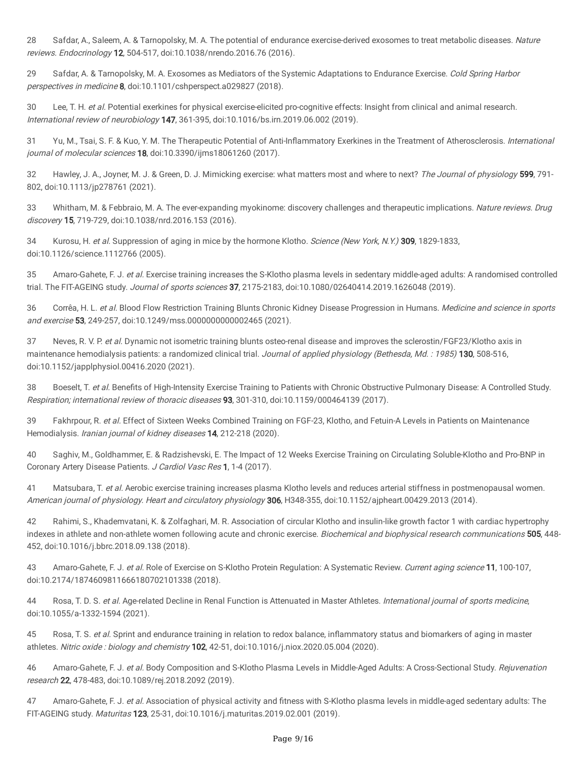28 Safdar, A., Saleem, A. & Tarnopolsky, M. A. The potential of endurance exercise-derived exosomes to treat metabolic diseases. *Nature reviews. Endocrinology* **12**, 504-517, doi:10.1038/nrendo.2016.76 (2016).

29 Safdar, A. & Tarnopolsky, M. A. Exosomes as Mediators of the Systemic Adaptations to Endurance Exercise. *Cold Spring Harbor perspectives in medicine* **8**, doi:10.1101/cshperspect.a029827 (2018).

30 Lee, T. H. *et al.* Potential exerkines for physical exercise-elicited pro-cognitive effects: Insight from clinical and animal research. *International review of neurobiology* **147**, 361-395, doi:10.1016/bs.irn.2019.06.002 (2019).

31 Yu, M., Tsai, S. F. & Kuo, Y. M. The Therapeutic Potential of Anti-Inflammatory Exerkines in the Treatment of Atherosclerosis. *International journal of molecular sciences* **18**, doi:10.3390/ijms18061260 (2017).

32 Hawley, J. A., Joyner, M. J. & Green, D. J. Mimicking exercise: what matters most and where to next? *The Journal of physiology* **599**, 791-802, doi:10.1113/jp278761 (2021).

33 Whitham, M. & Febbraio, M. A. The ever-expanding myokinome: discovery challenges and therapeutic implications. *Nature reviews. Drug discovery* **15**, 719-729, doi:10.1038/nrd.2016.153 (2016).

34 Kurosu, H. *et al.* Suppression of aging in mice by the hormone Klotho. *Science (New York, N.Y.)* **309**, 1829-1833, doi:10.1126/science.1112766 (2005).

35 Amaro-Gahete, F. J. *et al.* Exercise training increases the S-Klotho plasma levels in sedentary middle-aged adults: A randomised controlled trial. The FIT-AGEING study. *Journal of sports sciences* **37**, 2175-2183, doi:10.1080/02640414.2019.1626048 (2019).

36 Corrêa, H. L. *et al.* Blood Flow Restriction Training Blunts Chronic Kidney Disease Progression in Humans. *Medicine and science in sports and exercise* **53**, 249-257, doi:10.1249/mss.0000000000002465 (2021).

37 Neves, R. V. P. *et al.* Dynamic not isometric training blunts osteo-renal disease and improves the sclerostin/FGF23/Klotho axis in maintenance hemodialysis patients: a randomized clinical trial. *Journal of applied physiology (Bethesda, Md. : 1985)* **130**, 508-516, doi:10.1152/japplphysiol.00416.2020 (2021).

38 Boeselt, T. *et al.* Benefits of High-Intensity Exercise Training to Patients with Chronic Obstructive Pulmonary Disease: A Controlled Study. *Respiration; international review of thoracic diseases* **93**, 301-310, doi:10.1159/000464139 (2017).

39 Fakhrpour, R. *et al.* Effect of Sixteen Weeks Combined Training on FGF-23, Klotho, and Fetuin-A Levels in Patients on Maintenance Hemodialysis. *Iranian journal of kidney diseases* **14**, 212-218 (2020).

40 Saghiv, M., Goldhammer, E. & Radzishevski, E. The Impact of 12 Weeks Exercise Training on Circulating Soluble-Klotho and Pro-BNP in Coronary Artery Disease Patients. *J Cardiol Vasc Res* **1**, 1-4 (2017).

41 Matsubara, T. *et al.* Aerobic exercise training increases plasma Klotho levels and reduces arterial stiffness in postmenopausal women. *American journal of physiology. Heart and circulatory physiology* **306**, H348-355, doi:10.1152/ajpheart.00429.2013 (2014).

42 Rahimi, S., Khademvatani, K. & Zolfaghari, M. R. Association of circular Klotho and insulin-like growth factor 1 with cardiac hypertrophy indexes in athlete and non-athlete women following acute and chronic exercise. *Biochemical and biophysical research communications* **505**, 448-452, doi:10.1016/j.bbrc.2018.09.138 (2018).

43 Amaro-Gahete, F. J. *et al.* Role of Exercise on S-Klotho Protein Regulation: A Systematic Review. *Current aging science* **11**, 100-107, doi:10.2174/1874609811666180702101338 (2018).

44 Rosa, T. D. S. *et al.* Age-related Decline in Renal Function is Attenuated in Master Athletes. *International journal of sports medicine*, doi:10.1055/a-1332-1594 (2021).

45 Rosa, T. S. *et al.* Sprint and endurance training in relation to redox balance, inflammatory status and biomarkers of aging in master athletes. *Nitric oxide : biology and chemistry* **102**, 42-51, doi:10.1016/j.niox.2020.05.004 (2020).

46 Amaro-Gahete, F. J. *et al.* Body Composition and S-Klotho Plasma Levels in Middle-Aged Adults: A Cross-Sectional Study. *Rejuvenation research* **22**, 478-483, doi:10.1089/rej.2018.2092 (2019).

47 Amaro-Gahete, F. J. *et al.* Association of physical activity and fitness with S-Klotho plasma levels in middle-aged sedentary adults: The FIT-AGEING study. *Maturitas* **123**, 25-31, doi:10.1016/j.maturitas.2019.02.001 (2019).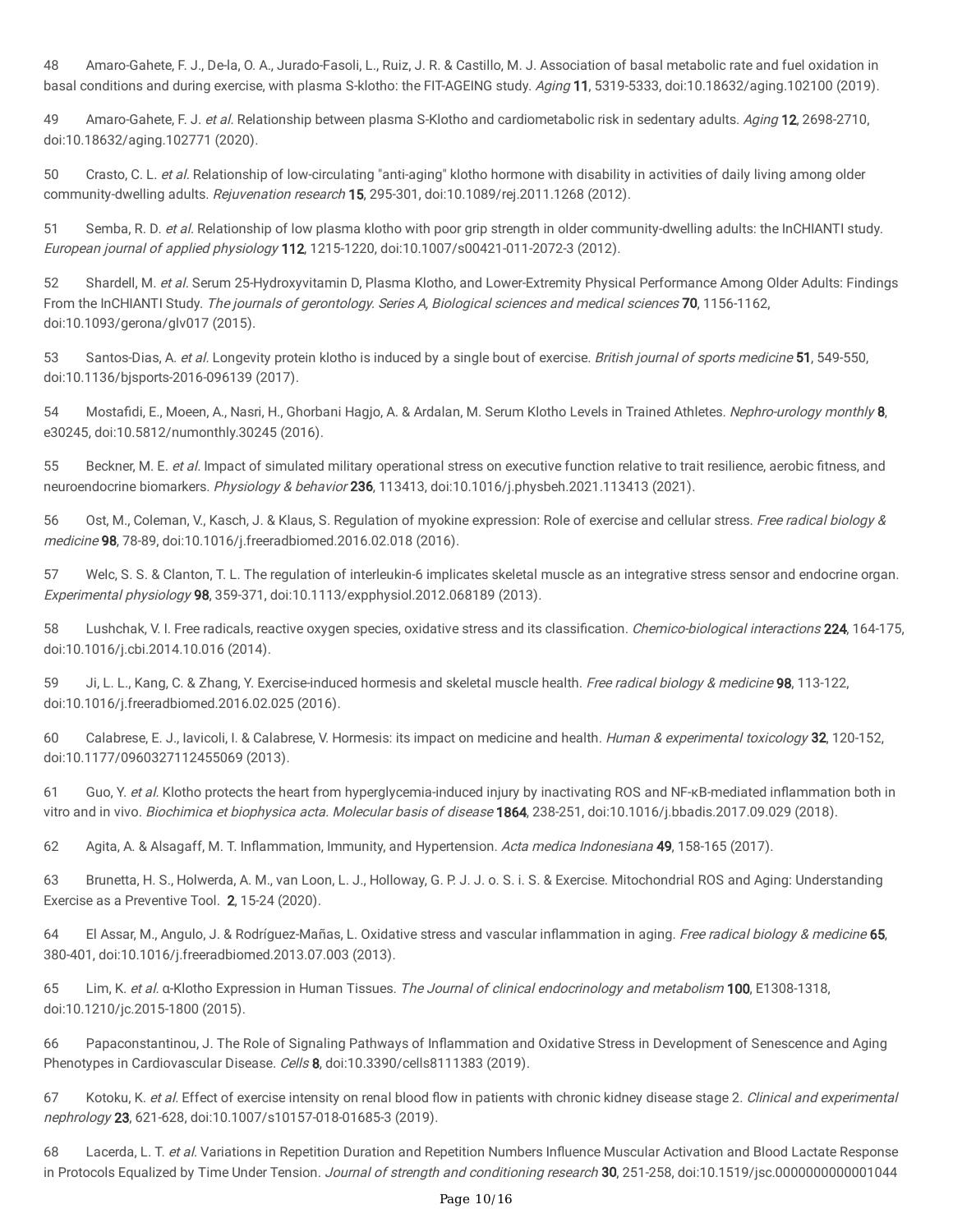48 Amaro-Gahete, F. J., De-la, O. A., Jurado-Fasoli, L., Ruiz, J. R. & Castillo, M. J. Association of basal metabolic rate and fuel oxidation in basal conditions and during exercise, with plasma S-klotho: the FIT-AGEING study. *Aging* **11**, 5319-5333, doi:10.18632/aging.102100 (2019).

49 Amaro-Gahete, F. J. *et al.* Relationship between plasma S-Klotho and cardiometabolic risk in sedentary adults. *Aging* **12**, 2698-2710, doi:10.18632/aging.102771 (2020).

50 Crasto, C. L. *et al.* Relationship of low-circulating "anti-aging" klotho hormone with disability in activities of daily living among older community-dwelling adults. *Rejuvenation research* **15**, 295-301, doi:10.1089/rej.2011.1268 (2012).

51 Semba, R. D. *et al.* Relationship of low plasma klotho with poor grip strength in older community-dwelling adults: the InCHIANTI study. *European journal of applied physiology* **112**, 1215-1220, doi:10.1007/s00421-011-2072-3 (2012).

52 Shardell, M. *et al.* Serum 25-Hydroxyvitamin D, Plasma Klotho, and Lower-Extremity Physical Performance Among Older Adults: Findings From the InCHIANTI Study. *The journals of gerontology. Series A, Biological sciences and medical sciences* **70**, 1156-1162, doi:10.1093/gerona/glv017 (2015).

53 Santos-Dias, A. *et al.* Longevity protein klotho is induced by a single bout of exercise. *British journal of sports medicine* **51**, 549-550, doi:10.1136/bjsports-2016-096139 (2017).

54 Mostafidi, E., Moeen, A., Nasri, H., Ghorbani Hagjo, A. & Ardalan, M. Serum Klotho Levels in Trained Athletes. *Nephro-urology monthly* **8**, e30245, doi:10.5812/numonthly.30245 (2016).

55 Beckner, M. E. *et al.* Impact of simulated military operational stress on executive function relative to trait resilience, aerobic fitness, and neuroendocrine biomarkers. *Physiology & behavior* **236**, 113413, doi:10.1016/j.physbeh.2021.113413 (2021).

56 Ost, M., Coleman, V., Kasch, J. & Klaus, S. Regulation of myokine expression: Role of exercise and cellular stress. *Free radical biology & medicine* **98**, 78-89, doi:10.1016/j.freeradbiomed.2016.02.018 (2016).

57 Welc, S. S. & Clanton, T. L. The regulation of interleukin-6 implicates skeletal muscle as an integrative stress sensor and endocrine organ. *Experimental physiology* **98**, 359-371, doi:10.1113/expphysiol.2012.068189 (2013).

58 Lushchak, V. I. Free radicals, reactive oxygen species, oxidative stress and its classification. *Chemico-biological interactions* **224**, 164-175, doi:10.1016/j.cbi.2014.10.016 (2014).

59 Ji, L. L., Kang, C. & Zhang, Y. Exercise-induced hormesis and skeletal muscle health. *Free radical biology & medicine* **98**, 113-122, doi:10.1016/j.freeradbiomed.2016.02.025 (2016).

60 Calabrese, E. J., Iavicoli, I. & Calabrese, V. Hormesis: its impact on medicine and health. *Human & experimental toxicology* **32**, 120-152, doi:10.1177/0960327112455069 (2013).

61 Guo, Y. *et al.* Klotho protects the heart from hyperglycemia-induced injury by inactivating ROS and NF-κB-mediated inflammation both in vitro and in vivo. *Biochimica et biophysica acta. Molecular basis of disease* **1864**, 238-251, doi:10.1016/j.bbadis.2017.09.029 (2018).

62 Agita, A. & Alsagaff, M. T. Inflammation, Immunity, and Hypertension. *Acta medica Indonesiana* **49**, 158-165 (2017).

63 Brunetta, H. S., Holwerda, A. M., van Loon, L. J., Holloway, G. P. J. J. o. S. i. S. & Exercise. Mitochondrial ROS and Aging: Understanding Exercise as a Preventive Tool. **2**, 15-24 (2020).

64 El Assar, M., Angulo, J. & Rodríguez-Mañas, L. Oxidative stress and vascular inflammation in aging. *Free radical biology & medicine* **65**, 380-401, doi:10.1016/j.freeradbiomed.2013.07.003 (2013).

65 Lim, K. *et al.* α-Klotho Expression in Human Tissues. *The Journal of clinical endocrinology and metabolism* **100**, E1308-1318, doi:10.1210/jc.2015-1800 (2015).

66 Papaconstantinou, J. The Role of Signaling Pathways of Inflammation and Oxidative Stress in Development of Senescence and Aging Phenotypes in Cardiovascular Disease. *Cells* **8**, doi:10.3390/cells8111383 (2019).

67 Kotoku, K. *et al.* Effect of exercise intensity on renal blood flow in patients with chronic kidney disease stage 2. *Clinical and experimental nephrology* **23**, 621-628, doi:10.1007/s10157-018-01685-3 (2019).

68 Lacerda, L. T. *et al.* Variations in Repetition Duration and Repetition Numbers Influence Muscular Activation and Blood Lactate Response in Protocols Equalized by Time Under Tension. *Journal of strength and conditioning research* **30**, 251-258, doi:10.1519/jsc.0000000000001044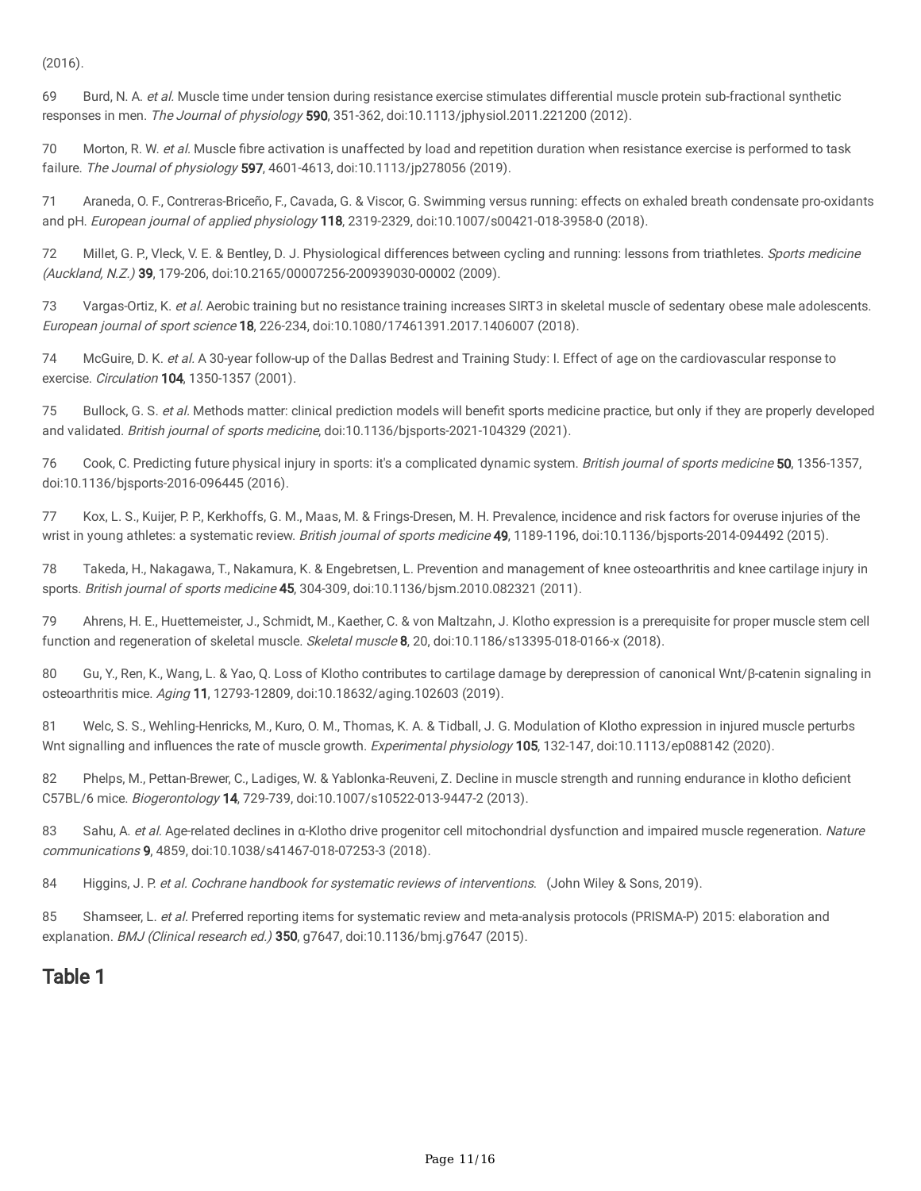(2016).

69 Burd, N. A. *et al.* Muscle time under tension during resistance exercise stimulates differential muscle protein sub-fractional synthetic responses in men. *The Journal of physiology* **590**, 351-362, doi:10.1113/jphysiol.2011.221200 (2012).

70 Morton, R. W. *et al.* Muscle fibre activation is unaffected by load and repetition duration when resistance exercise is performed to task failure. *The Journal of physiology* **597**, 4601-4613, doi:10.1113/jp278056 (2019).

71 Araneda, O. F., Contreras-Briceño, F., Cavada, G. & Viscor, G. Swimming versus running: effects on exhaled breath condensate pro-oxidants and pH. *European journal of applied physiology* **118**, 2319-2329, doi:10.1007/s00421-018-3958-0 (2018).

72 Millet, G. P., Vleck, V. E. & Bentley, D. J. Physiological differences between cycling and running: lessons from triathletes. *Sports medicine (Auckland, N.Z.)* **39**, 179-206, doi:10.2165/00007256-200939030-00002 (2009).

73 Vargas-Ortiz, K. *et al.* Aerobic training but no resistance training increases SIRT3 in skeletal muscle of sedentary obese male adolescents. *European journal of sport science* **18**, 226-234, doi:10.1080/17461391.2017.1406007 (2018).

74 McGuire, D. K. *et al.* A 30-year follow-up of the Dallas Bedrest and Training Study: I. Effect of age on the cardiovascular response to exercise. *Circulation* **104**, 1350-1357 (2001).

75 Bullock, G. S. *et al.* Methods matter: clinical prediction models will benefit sports medicine practice, but only if they are properly developed and validated. *British journal of sports medicine*, doi:10.1136/bjsports-2021-104329 (2021).

76 Cook, C. Predicting future physical injury in sports: it's a complicated dynamic system. *British journal of sports medicine* **50**, 1356-1357, doi:10.1136/bjsports-2016-096445 (2016).

77 Kox, L. S., Kuijer, P. P., Kerkhoffs, G. M., Maas, M. & Frings-Dresen, M. H. Prevalence, incidence and risk factors for overuse injuries of the wrist in young athletes: a systematic review. *British journal of sports medicine* **49**, 1189-1196, doi:10.1136/bjsports-2014-094492 (2015).

78 Takeda, H., Nakagawa, T., Nakamura, K. & Engebretsen, L. Prevention and management of knee osteoarthritis and knee cartilage injury in sports. *British journal of sports medicine* **45**, 304-309, doi:10.1136/bjsm.2010.082321 (2011).

79 Ahrens, H. E., Huettemeister, J., Schmidt, M., Kaether, C. & von Maltzahn, J. Klotho expression is a prerequisite for proper muscle stem cell function and regeneration of skeletal muscle. *Skeletal muscle* **8**, 20, doi:10.1186/s13395-018-0166-x (2018).

80 Gu, Y., Ren, K., Wang, L. & Yao, Q. Loss of Klotho contributes to cartilage damage by derepression of canonical Wnt/β-catenin signaling in osteoarthritis mice. *Aging* **11**, 12793-12809, doi:10.18632/aging.102603 (2019).

81 Welc, S. S., Wehling-Henricks, M., Kuro, O. M., Thomas, K. A. & Tidball, J. G. Modulation of Klotho expression in injured muscle perturbs Wnt signalling and influences the rate of muscle growth. *Experimental physiology* **105**, 132-147, doi:10.1113/ep088142 (2020).

82 Phelps, M., Pettan-Brewer, C., Ladiges, W. & Yablonka-Reuveni, Z. Decline in muscle strength and running endurance in klotho deficient C57BL/6 mice. *Biogerontology* **14**, 729-739, doi:10.1007/s10522-013-9447-2 (2013).

83 Sahu, A. *et al.* Age-related declines in α-Klotho drive progenitor cell mitochondrial dysfunction and impaired muscle regeneration. *Nature communications* **9**, 4859, doi:10.1038/s41467-018-07253-3 (2018).

84 Higgins, J. P. *et al. Cochrane handbook for systematic reviews of interventions*. (John Wiley & Sons, 2019).

85 Shamseer, L. *et al.* Preferred reporting items for systematic review and meta-analysis protocols (PRISMA-P) 2015: elaboration and explanation. *BMJ (Clinical research ed.)* **350**, g7647, doi:10.1136/bmj.g7647 (2015).

## Table 1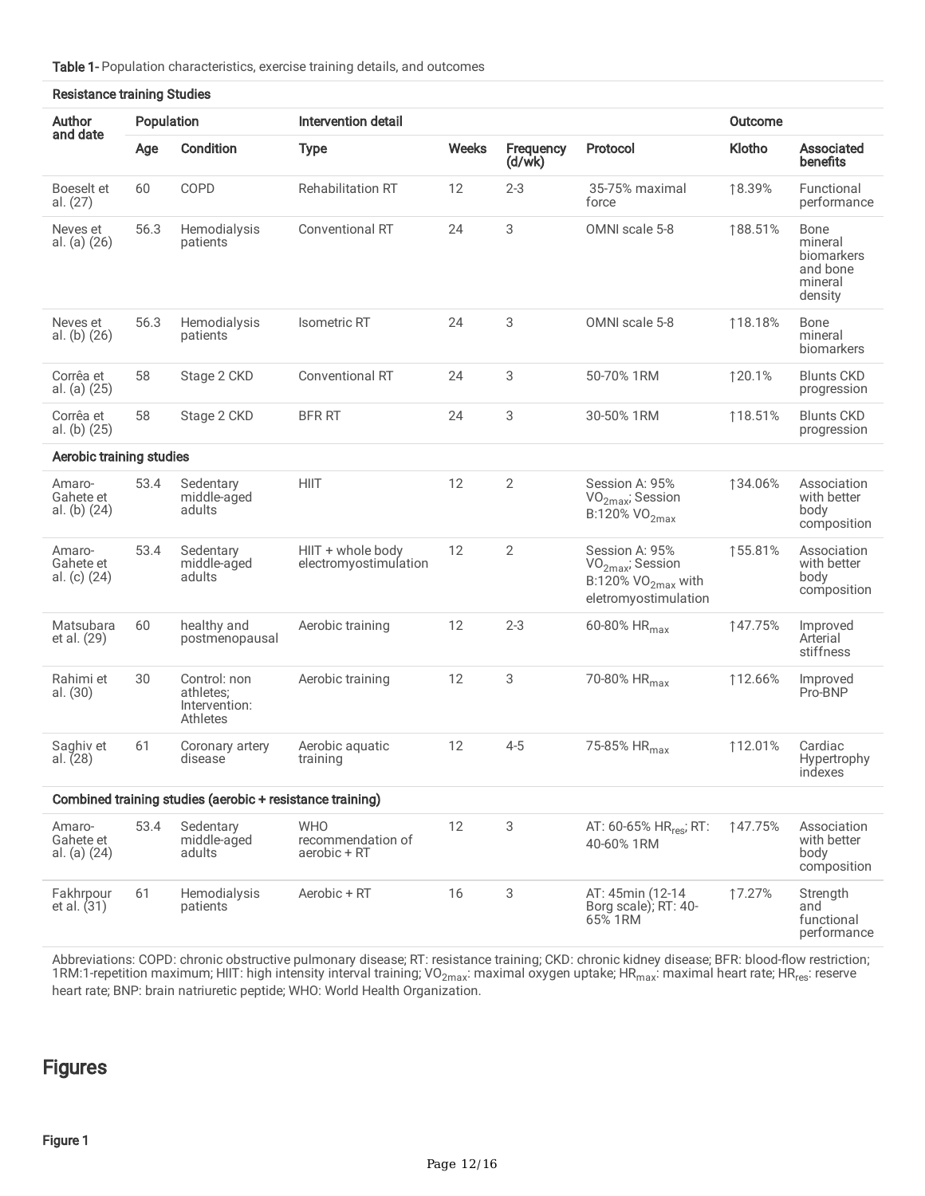**Table 1-** Population characteristics, exercise training details, and outcomes

| Author and date | Population | | Intervention detail | | | | Outcome | |
|---|---|---|---|---|---|---|---|---|
| | Age | Condition | Type | Weeks | Frequency (d/wk) | Protocol | Klotho | Associated benefits |
| **Resistance training Studies** | | | | | | | | |
| Boeselt et al. (27) | 60 | COPD | Rehabilitation RT | 12 | 2-3 | 35-75% maximal force | ↑8.39% | Functional performance |
| Neves et al. (a) (26) | 56.3 | Hemodialysis patients | Conventional RT | 24 | 3 | OMNI scale 5-8 | ↑88.51% | Bone mineral biomarkers and bone mineral density |
| Neves et al. (b) (26) | 56.3 | Hemodialysis patients | Isometric RT | 24 | 3 | OMNI scale 5-8 | ↑18.18% | Bone mineral biomarkers |
| Corrêa et al. (a) (25) | 58 | Stage 2 CKD | Conventional RT | 24 | 3 | 50-70% 1RM | ↑20.1% | Blunts CKD progression |
| Corrêa et al. (b) (25) | 58 | Stage 2 CKD | BFR RT | 24 | 3 | 30-50% 1RM | ↑18.51% | Blunts CKD progression |
| **Aerobic training studies** | | | | | | | | |
| Amaro-Gahete et al. (b) (24) | 53.4 | Sedentary middle-aged adults | HIIT | 12 | 2 | Session A: 95% $VO_{2max}$; Session B:120% $VO_{2max}$ | ↑34.06% | Association with better body composition |
| Amaro-Gahete et al. (c) (24) | 53.4 | Sedentary middle-aged adults | HIIT + whole body electromyostimulation | 12 | 2 | Session A: 95% $VO_{2max}$; Session B:120% $VO_{2max}$ with eletromyostimulation | ↑55.81% | Association with better body composition |
| Matsubara et al. (29) | 60 | healthy and postmenopausal | Aerobic training | 12 | 2-3 | 60-80% $HR_{max}$ | ↑47.75% | Improved Arterial stiffness |
| Rahimi et al. (30) | 30 | Control: non athletes; Intervention: Athletes | Aerobic training | 12 | 3 | 70-80% $HR_{max}$ | ↑12.66% | Improved Pro-BNP |
| Saghiv et al. (28) | 61 | Coronary artery disease | Aerobic aquatic training | 12 | 4-5 | 75-85% $HR_{max}$ | ↑12.01% | Cardiac Hypertrophy indexes |
| **Combined training studies (aerobic + resistance training)** | | | | | | | | |
| Amaro-Gahete et al. (a) (24) | 53.4 | Sedentary middle-aged adults | WHO recommendation of aerobic + RT | 12 | 3 | AT: 60-65% $HR_{res}$; RT: 40-60% 1RM | ↑47.75% | Association with better body composition |
| Fakhrpour et al. (31) | 61 | Hemodialysis patients | Aerobic + RT | 16 | 3 | AT: 45min (12-14 Borg scale); RT: 40-65% 1RM | ↑7.27% | Strength and functional performance |

Abbreviations: COPD: chronic obstructive pulmonary disease; RT: resistance training; CKD: chronic kidney disease; BFR: blood-flow restriction; 1RM:1-repetition maximum; HIIT: high intensity interval training; $VO_{2max}$: maximal oxygen uptake; $HR_{max}$: maximal heart rate; $HR_{res}$: reserve heart rate; BNP: brain natriuretic peptide; WHO: World Health Organization.

# Figures

**Figure 1**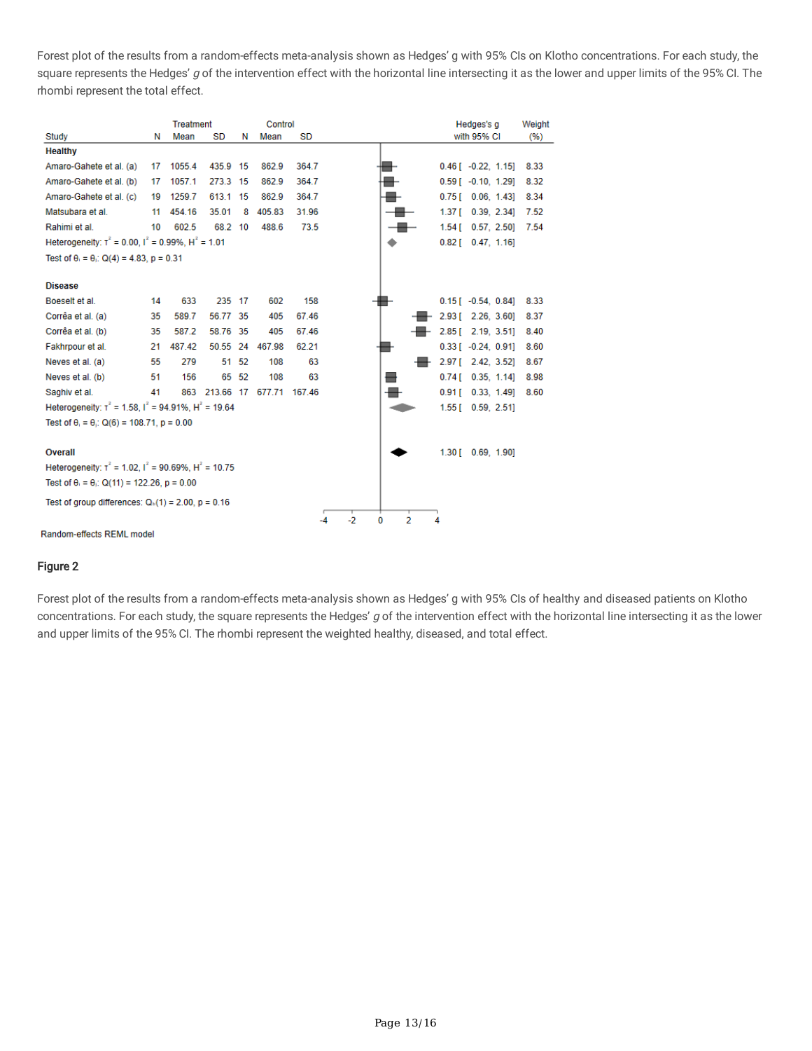Forest plot of the results from a random-effects meta-analysis shown as Hedges' g with 95% CIs on Klotho concentrations. For each study, the square represents the Hedges' *g* of the intervention effect with the horizontal line intersecting it as the lower and upper limits of the 95% CI. The rhombi represent the total effect.

| Study | Treatment N | Treatment Mean | Treatment SD | Control N | Control Mean | Control SD | Hedges's g with 95% CI | Weight (%) |
|---|---|---|---|---|---|---|---|---|
| **Healthy** | | | | | | | | |
| Amaro-Gahete et al. (a) | 17 | 1055.4 | 435.9 | 15 | 862.9 | 364.7 | 0.46 [ -0.22, 1.15] | 8.33 |
| Amaro-Gahete et al. (b) | 17 | 1057.1 | 273.3 | 15 | 862.9 | 364.7 | 0.59 [ -0.10, 1.29] | 8.32 |
| Amaro-Gahete et al. (c) | 19 | 1259.7 | 613.1 | 15 | 862.9 | 364.7 | 0.75 [ 0.06, 1.43] | 8.34 |
| Matsubara et al. | 11 | 454.16 | 35.01 | 8 | 405.83 | 31.96 | 1.37 [ 0.39, 2.34] | 7.52 |
| Rahimi et al. | 10 | 602.5 | 68.2 | 10 | 488.6 | 73.5 | 1.54 [ 0.57, 2.50] | 7.54 |
| Heterogeneity: $\tau^2 = 0.00$, $I^2 = 0.99\%$, $H^2 = 1.01$ | | | | | | | 0.82 [ 0.47, 1.16] | |
| Test of $\theta_i = \theta_j$: Q(4) = 4.83, p = 0.31 | | | | | | | | |
| **Disease** | | | | | | | | |
| Boeselt et al. | 14 | 633 | 235 | 17 | 602 | 158 | 0.15 [ -0.54, 0.84] | 8.33 |
| Corrêa et al. (a) | 35 | 589.7 | 56.77 | 35 | 405 | 67.46 | 2.93 [ 2.26, 3.60] | 8.37 |
| Corrêa et al. (b) | 35 | 587.2 | 58.76 | 35 | 405 | 67.46 | 2.85 [ 2.19, 3.51] | 8.40 |
| Fakhrpour et al. | 21 | 487.42 | 50.55 | 24 | 467.98 | 62.21 | 0.33 [ -0.24, 0.91] | 8.60 |
| Neves et al. (a) | 55 | 279 | 51 | 52 | 108 | 63 | 2.97 [ 2.42, 3.52] | 8.67 |
| Neves et al. (b) | 51 | 156 | 65 | 52 | 108 | 63 | 0.74 [ 0.35, 1.14] | 8.98 |
| Saghiv et al. | 41 | 863 | 213.66 | 17 | 677.71 | 167.46 | 0.91 [ 0.33, 1.49] | 8.60 |
| Heterogeneity: $\tau^2 = 1.58$, $I^2 = 94.91\%$, $H^2 = 19.64$ | | | | | | | 1.55 [ 0.59, 2.51] | |
| Test of $\theta_i = \theta_j$: Q(6) = 108.71, p = 0.00 | | | | | | | | |
| **Overall** | | | | | | | 1.30 [ 0.69, 1.90] | |
| Heterogeneity: $\tau^2 = 1.02$, $I^2 = 90.69\%$, $H^2 = 10.75$ | | | | | | | | |
| Test of $\theta_i = \theta_j$: Q(11) = 122.26, p = 0.00 | | | | | | | | |
| Test of group differences: $Q_b(1) = 2.00$, p = 0.16 | | | | | | | | |

Random-effects REML model

**Figure 2**

Forest plot of the results from a random-effects meta-analysis shown as Hedges' g with 95% CIs of healthy and diseased patients on Klotho concentrations. For each study, the square represents the Hedges' *g* of the intervention effect with the horizontal line intersecting it as the lower and upper limits of the 95% CI. The rhombi represent the weighted healthy, diseased, and total effect.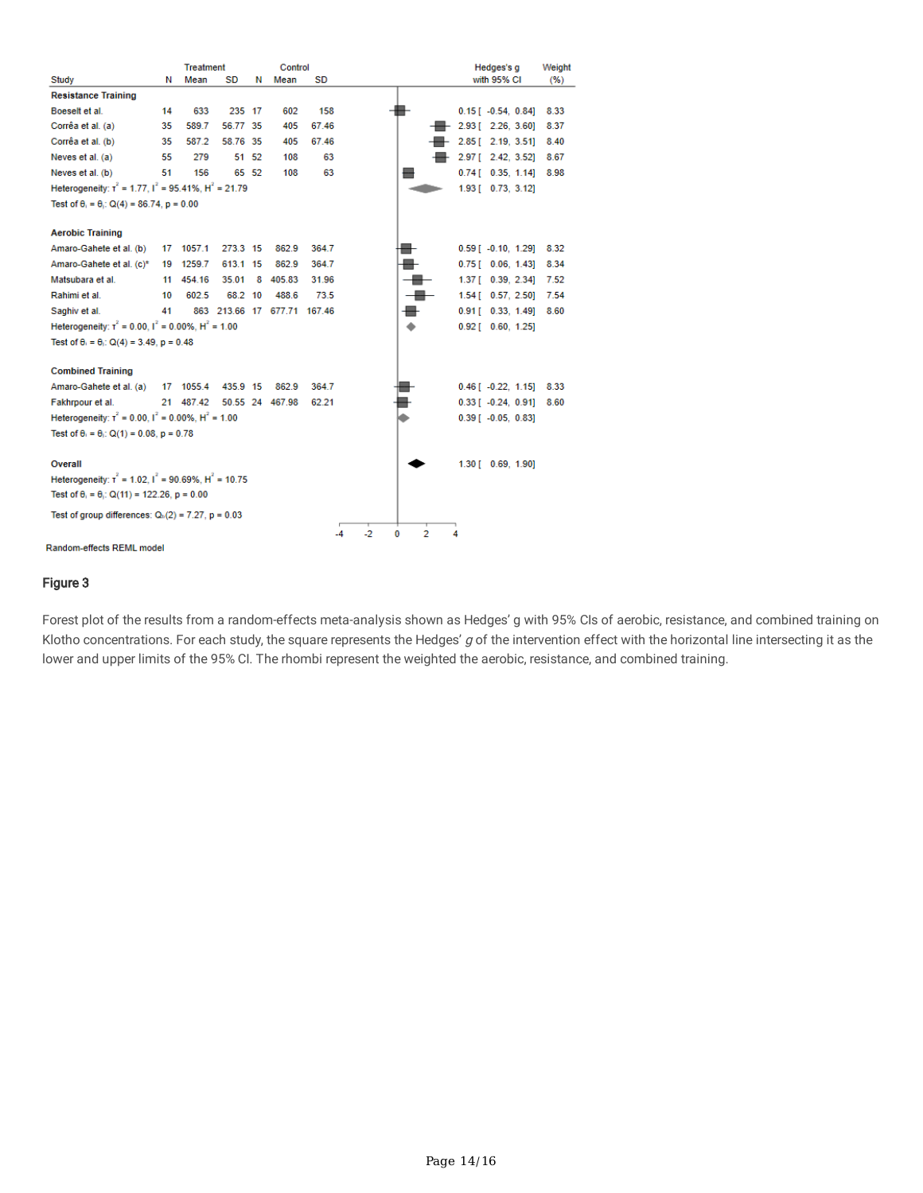| Study | Treatment N | Treatment Mean | Treatment SD | Control N | Control Mean | Control SD | Hedges's g with 95% CI | Weight (%) |
|---|---|---|---|---|---|---|---|---|
| **Resistance Training** | | | | | | | | |
| Boeselt et al. | 14 | 633 | 235 | 17 | 602 | 158 | 0.15 [ -0.54, 0.84] | 8.33 |
| Corrêa et al. (a) | 35 | 589.7 | 56.77 | 35 | 405 | 67.46 | 2.93 [ 2.26, 3.60] | 8.37 |
| Corrêa et al. (b) | 35 | 587.2 | 58.76 | 35 | 405 | 67.46 | 2.85 [ 2.19, 3.51] | 8.40 |
| Neves et al. (a) | 55 | 279 | 51 | 52 | 108 | 63 | 2.97 [ 2.42, 3.52] | 8.67 |
| Neves et al. (b) | 51 | 156 | 65 | 52 | 108 | 63 | 0.74 [ 0.35, 1.14] | 8.98 |
| Heterogeneity: $\tau^2$ = 1.77, $I^2$ = 95.41%, $H^2$ = 21.79 | | | | | | | 1.93 [ 0.73, 3.12] | |
| Test of $\theta_i = \theta_j$: Q(4) = 86.74, p = 0.00 | | | | | | | | |
| **Aerobic Training** | | | | | | | | |
| Amaro-Gahete et al. (b) | 17 | 1057.1 | 273.3 | 15 | 862.9 | 364.7 | 0.59 [ -0.10, 1.29] | 8.32 |
| Amaro-Gahete et al. (c)* | 19 | 1259.7 | 613.1 | 15 | 862.9 | 364.7 | 0.75 [ 0.06, 1.43] | 8.34 |
| Matsubara et al. | 11 | 454.16 | 35.01 | 8 | 405.83 | 31.96 | 1.37 [ 0.39, 2.34] | 7.52 |
| Rahimi et al. | 10 | 602.5 | 68.2 | 10 | 488.6 | 73.5 | 1.54 [ 0.57, 2.50] | 7.54 |
| Saghiv et al. | 41 | 863 | 213.66 | 17 | 677.71 | 167.46 | 0.91 [ 0.33, 1.49] | 8.60 |
| Heterogeneity: $\tau^2$ = 0.00, $I^2$ = 0.00%, $H^2$ = 1.00 | | | | | | | 0.92 [ 0.60, 1.25] | |
| Test of $\theta_i = \theta_j$: Q(4) = 3.49, p = 0.48 | | | | | | | | |
| **Combined Training** | | | | | | | | |
| Amaro-Gahete et al. (a) | 17 | 1055.4 | 435.9 | 15 | 862.9 | 364.7 | 0.46 [ -0.22, 1.15] | 8.33 |
| Fakhrpour et al. | 21 | 487.42 | 50.55 | 24 | 467.98 | 62.21 | 0.33 [ -0.24, 0.91] | 8.60 |
| Heterogeneity: $\tau^2$ = 0.00, $I^2$ = 0.00%, $H^2$ = 1.00 | | | | | | | 0.39 [ -0.05, 0.83] | |
| Test of $\theta_i = \theta_j$: Q(1) = 0.08, p = 0.78 | | | | | | | | |
| **Overall** | | | | | | | 1.30 [ 0.69, 1.90] | |
| Heterogeneity: $\tau^2$ = 1.02, $I^2$ = 90.69%, $H^2$ = 10.75 | | | | | | | | |
| Test of $\theta_i = \theta_j$: Q(11) = 122.26, p = 0.00 | | | | | | | | |
| Test of group differences: $Q_b(2)$ = 7.27, p = 0.03 | | | | | | | | |

Random-effects REML model

## Figure 3

Forest plot of the results from a random-effects meta-analysis shown as Hedges' g with 95% CIs of aerobic, resistance, and combined training on Klotho concentrations. For each study, the square represents the Hedges' *g* of the intervention effect with the horizontal line intersecting it as the lower and upper limits of the 95% CI. The rhombi represent the weighted the aerobic, resistance, and combined training.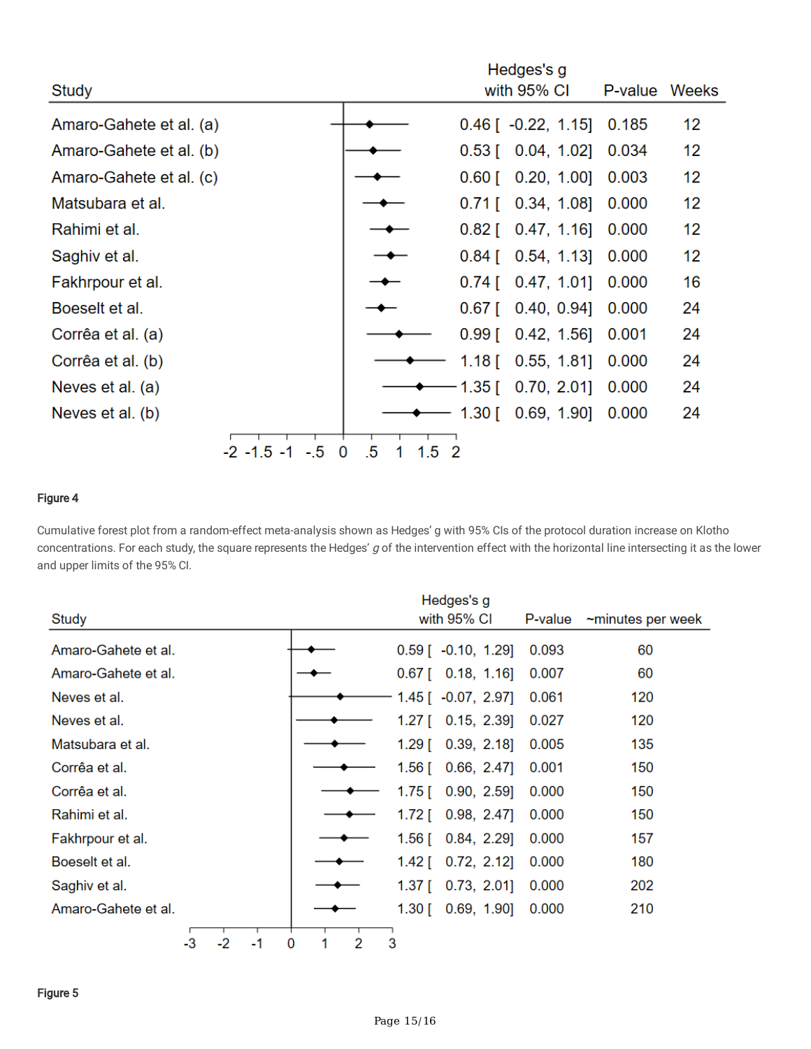| Study | Hedges's g with 95% CI | P-value | Weeks |
|---|---|---|---|
| Amaro-Gahete et al. (a) | 0.46 [ -0.22, 1.15] | 0.185 | 12 |
| Amaro-Gahete et al. (b) | 0.53 [ 0.04, 1.02] | 0.034 | 12 |
| Amaro-Gahete et al. (c) | 0.60 [ 0.20, 1.00] | 0.003 | 12 |
| Matsubara et al. | 0.71 [ 0.34, 1.08] | 0.000 | 12 |
| Rahimi et al. | 0.82 [ 0.47, 1.16] | 0.000 | 12 |
| Saghiv et al. | 0.84 [ 0.54, 1.13] | 0.000 | 12 |
| Fakhrpour et al. | 0.74 [ 0.47, 1.01] | 0.000 | 16 |
| Boeselt et al. | 0.67 [ 0.40, 0.94] | 0.000 | 24 |
| Corrêa et al. (a) | 0.99 [ 0.42, 1.56] | 0.001 | 24 |
| Corrêa et al. (b) | 1.18 [ 0.55, 1.81] | 0.000 | 24 |
| Neves et al. (a) | 1.35 [ 0.70, 2.01] | 0.000 | 24 |
| Neves et al. (b) | 1.30 [ 0.69, 1.90] | 0.000 | 24 |

**Figure 4**

Cumulative forest plot from a random-effect meta-analysis shown as Hedges' g with 95% CIs of the protocol duration increase on Klotho concentrations. For each study, the square represents the Hedges' *g* of the intervention effect with the horizontal line intersecting it as the lower and upper limits of the 95% CI.

| Study | Hedges's g with 95% CI | P-value | ~minutes per week |
|---|---|---|---|
| Amaro-Gahete et al. | 0.59 [ -0.10, 1.29] | 0.093 | 60 |
| Amaro-Gahete et al. | 0.67 [ 0.18, 1.16] | 0.007 | 60 |
| Neves et al. | 1.45 [ -0.07, 2.97] | 0.061 | 120 |
| Neves et al. | 1.27 [ 0.15, 2.39] | 0.027 | 120 |
| Matsubara et al. | 1.29 [ 0.39, 2.18] | 0.005 | 135 |
| Corrêa et al. | 1.56 [ 0.66, 2.47] | 0.001 | 150 |
| Corrêa et al. | 1.75 [ 0.90, 2.59] | 0.000 | 150 |
| Rahimi et al. | 1.72 [ 0.98, 2.47] | 0.000 | 150 |
| Fakhrpour et al. | 1.56 [ 0.84, 2.29] | 0.000 | 157 |
| Boeselt et al. | 1.42 [ 0.72, 2.12] | 0.000 | 180 |
| Saghiv et al. | 1.37 [ 0.73, 2.01] | 0.000 | 202 |
| Amaro-Gahete et al. | 1.30 [ 0.69, 1.90] | 0.000 | 210 |

**Figure 5**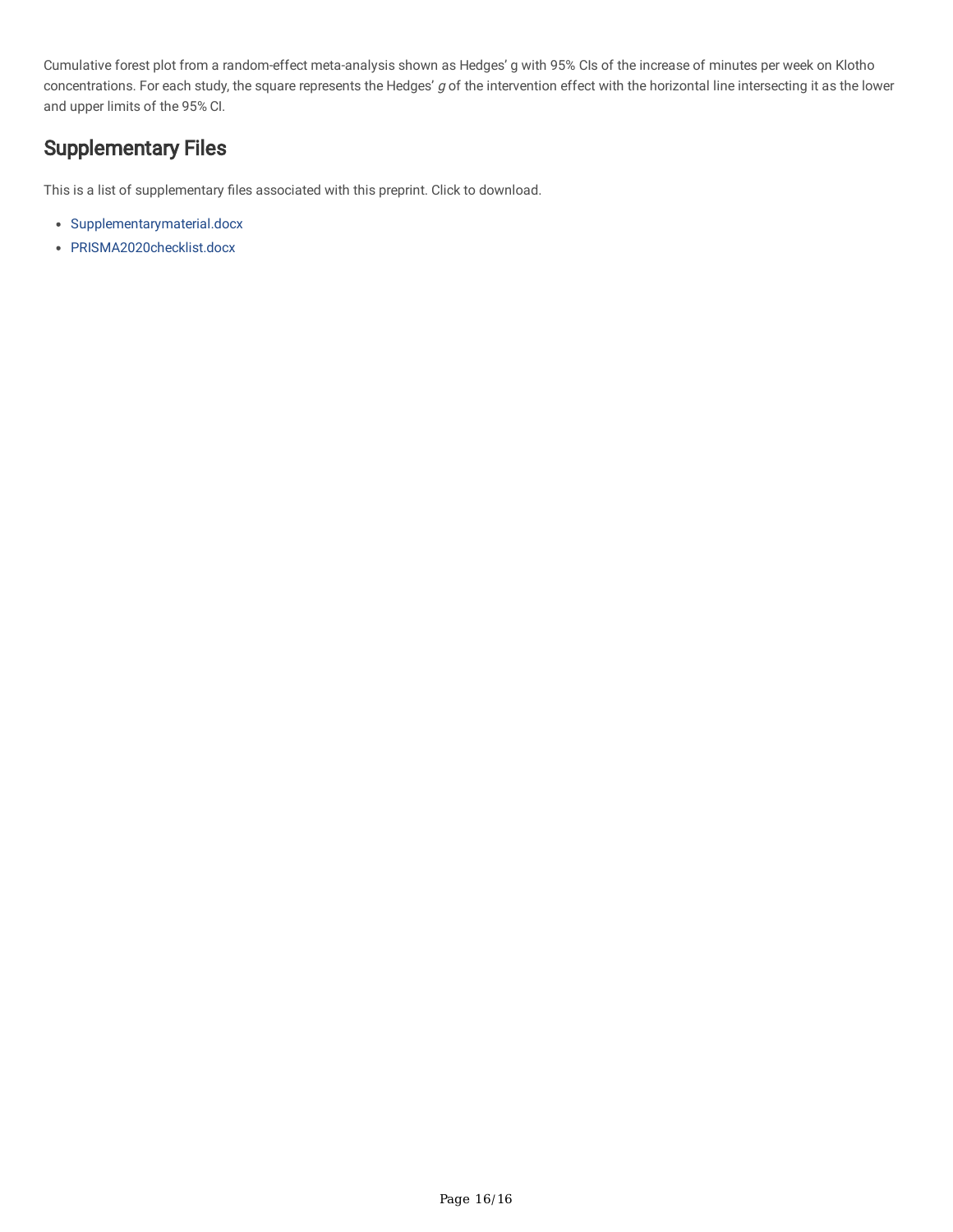Cumulative forest plot from a random-effect meta-analysis shown as Hedges' g with 95% CIs of the increase of minutes per week on Klotho concentrations. For each study, the square represents the Hedges' *g* of the intervention effect with the horizontal line intersecting it as the lower and upper limits of the 95% CI.

## Supplementary Files

This is a list of supplementary files associated with this preprint. Click to download.

- Supplementarymaterial.docx
- PRISMA2020checklist.docx